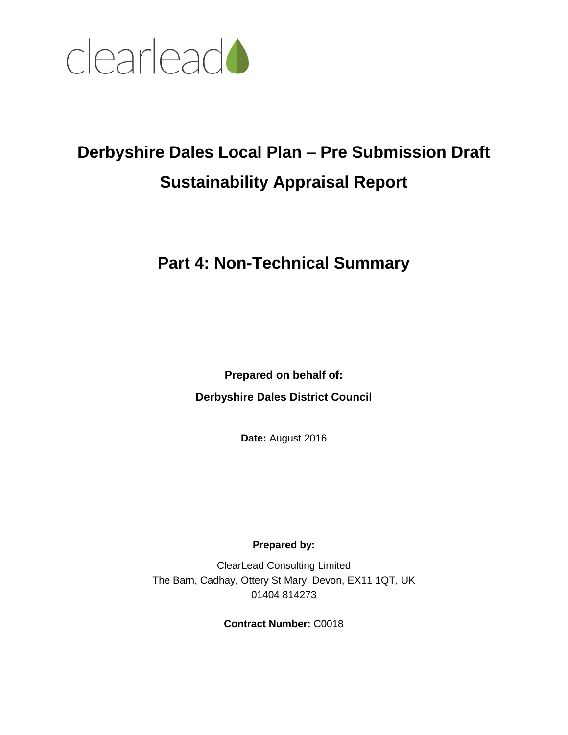clearlead

# Derbyshire Dales Local Plan – Pre Submission Draft Sustainability Appraisal Report

## Part 4: Non-Technical Summary

**Prepared on behalf of:**

**Derbyshire Dales District Council**

**Date:** August 2016

**Prepared by:**

ClearLead Consulting Limited
The Barn, Cadhay, Ottery St Mary, Devon, EX11 1QT, UK
01404 814273

**Contract Number:** C0018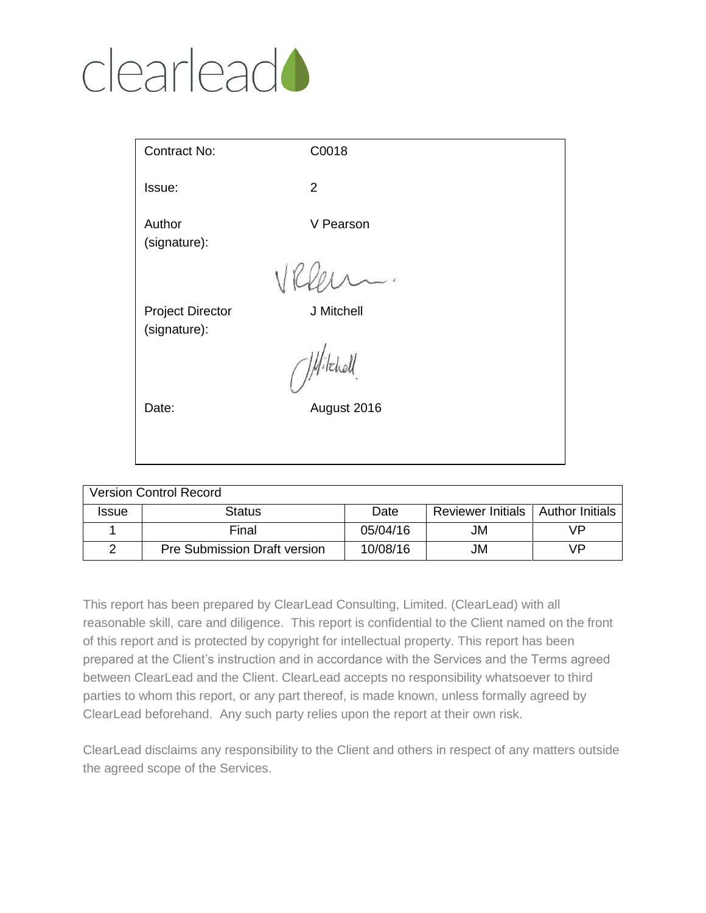clearlead

| Contract No: | C0018 |
|---|---|
| Issue: | 2 |
| Author (signature): | V Pearson |
| Project Director (signature): | J Mitchell |
| Date: | August 2016 |

| Version Control Record | | | | |
|---|---|---|---|---|
| Issue | Status | Date | Reviewer Initials | Author Initials |
| 1 | Final | 05/04/16 | JM | VP |
| 2 | Pre Submission Draft version | 10/08/16 | JM | VP |

This report has been prepared by ClearLead Consulting, Limited. (ClearLead) with all reasonable skill, care and diligence. This report is confidential to the Client named on the front of this report and is protected by copyright for intellectual property. This report has been prepared at the Client's instruction and in accordance with the Services and the Terms agreed between ClearLead and the Client. ClearLead accepts no responsibility whatsoever to third parties to whom this report, or any part thereof, is made known, unless formally agreed by ClearLead beforehand. Any such party relies upon the report at their own risk.

ClearLead disclaims any responsibility to the Client and others in respect of any matters outside the agreed scope of the Services.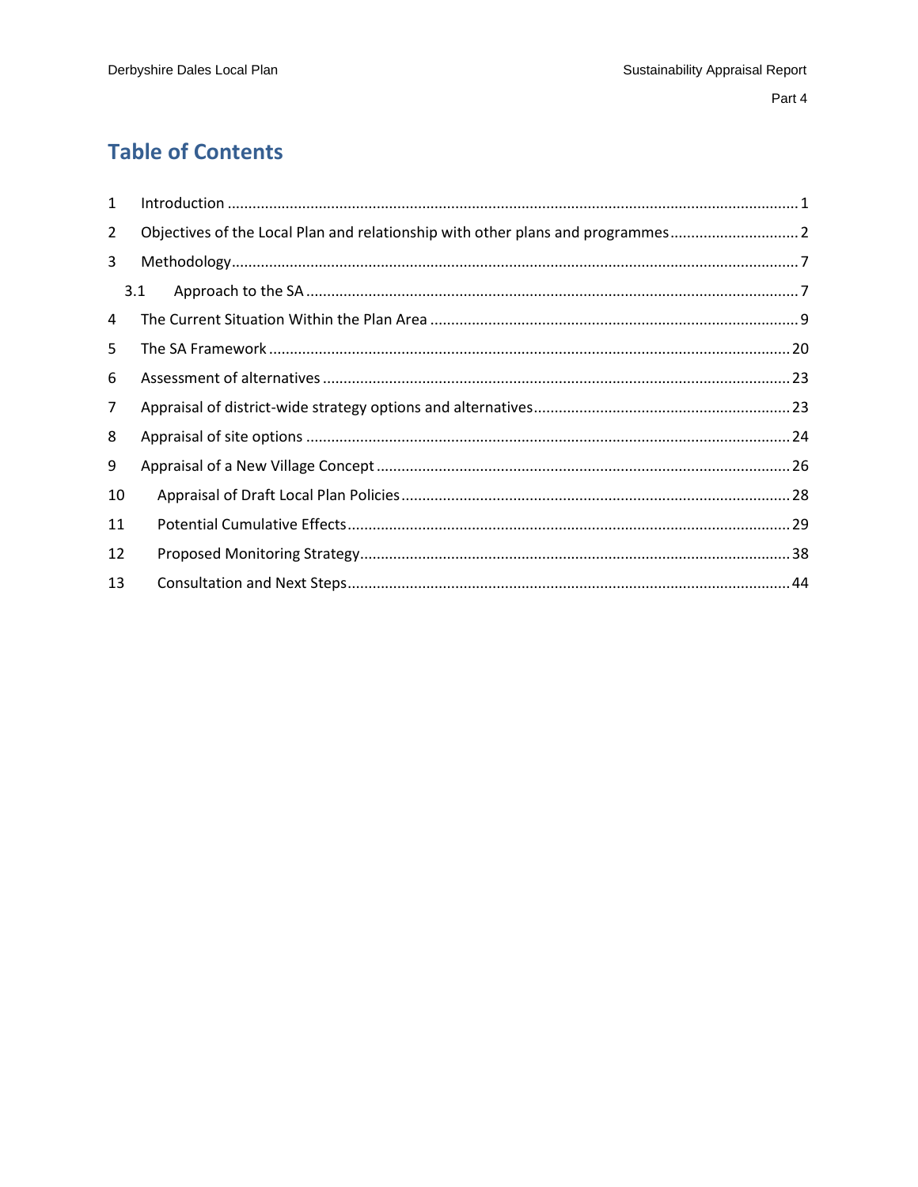# Table of Contents

1 Introduction ... 1
2 Objectives of the Local Plan and relationship with other plans and programmes ... 2
3 Methodology ... 7
  3.1 Approach to the SA ... 7
4 The Current Situation Within the Plan Area ... 9
5 The SA Framework ... 20
6 Assessment of alternatives ... 23
7 Appraisal of district-wide strategy options and alternatives ... 23
8 Appraisal of site options ... 24
9 Appraisal of a New Village Concept ... 26
10 Appraisal of Draft Local Plan Policies ... 28
11 Potential Cumulative Effects ... 29
12 Proposed Monitoring Strategy ... 38
13 Consultation and Next Steps ... 44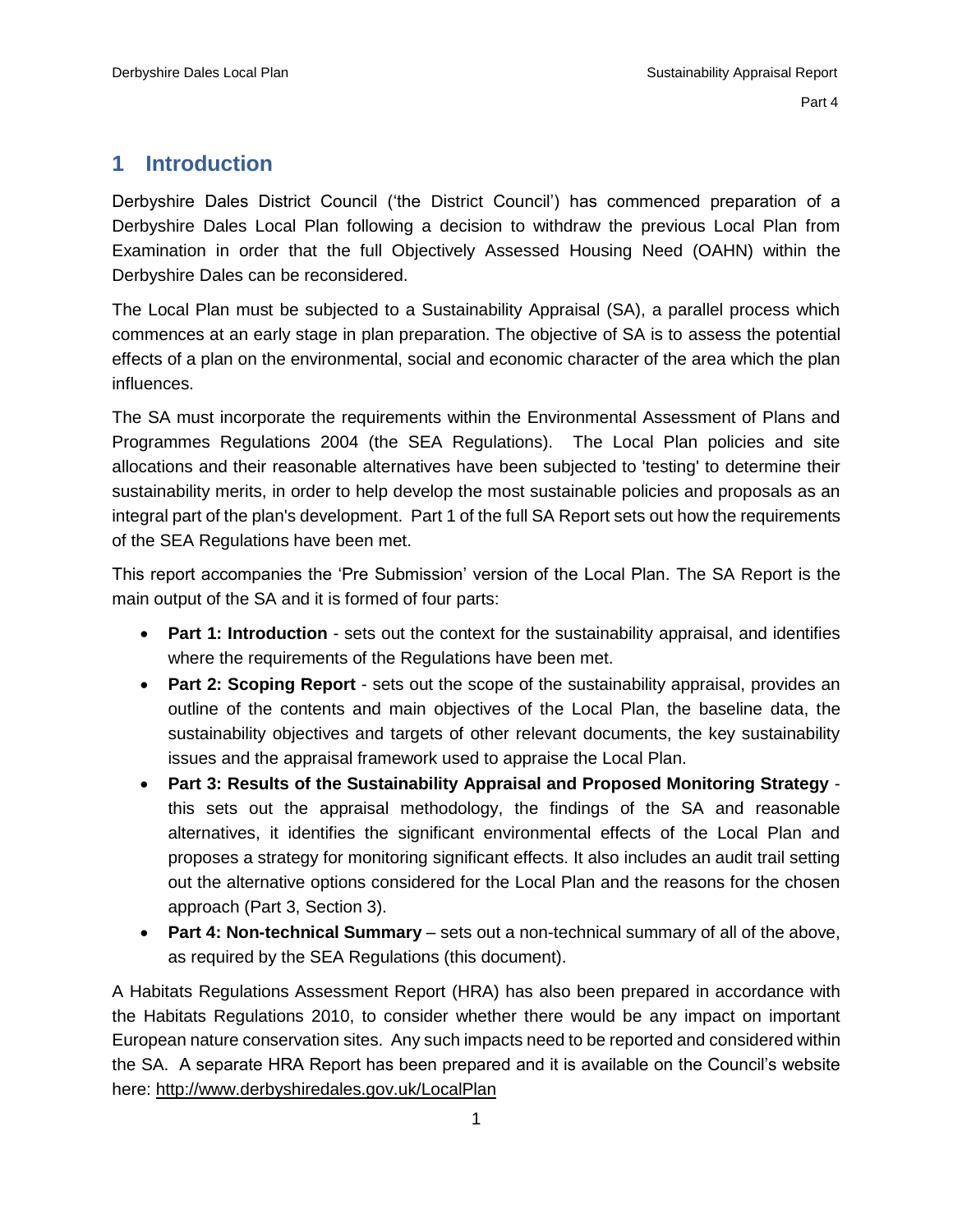# 1 Introduction

Derbyshire Dales District Council ('the District Council') has commenced preparation of a Derbyshire Dales Local Plan following a decision to withdraw the previous Local Plan from Examination in order that the full Objectively Assessed Housing Need (OAHN) within the Derbyshire Dales can be reconsidered.

The Local Plan must be subjected to a Sustainability Appraisal (SA), a parallel process which commences at an early stage in plan preparation. The objective of SA is to assess the potential effects of a plan on the environmental, social and economic character of the area which the plan influences.

The SA must incorporate the requirements within the Environmental Assessment of Plans and Programmes Regulations 2004 (the SEA Regulations). The Local Plan policies and site allocations and their reasonable alternatives have been subjected to 'testing' to determine their sustainability merits, in order to help develop the most sustainable policies and proposals as an integral part of the plan's development. Part 1 of the full SA Report sets out how the requirements of the SEA Regulations have been met.

This report accompanies the 'Pre Submission' version of the Local Plan. The SA Report is the main output of the SA and it is formed of four parts:

- **Part 1: Introduction** - sets out the context for the sustainability appraisal, and identifies where the requirements of the Regulations have been met.
- **Part 2: Scoping Report** - sets out the scope of the sustainability appraisal, provides an outline of the contents and main objectives of the Local Plan, the baseline data, the sustainability objectives and targets of other relevant documents, the key sustainability issues and the appraisal framework used to appraise the Local Plan.
- **Part 3: Results of the Sustainability Appraisal and Proposed Monitoring Strategy** - this sets out the appraisal methodology, the findings of the SA and reasonable alternatives, it identifies the significant environmental effects of the Local Plan and proposes a strategy for monitoring significant effects. It also includes an audit trail setting out the alternative options considered for the Local Plan and the reasons for the chosen approach (Part 3, Section 3).
- **Part 4: Non-technical Summary** – sets out a non-technical summary of all of the above, as required by the SEA Regulations (this document).

A Habitats Regulations Assessment Report (HRA) has also been prepared in accordance with the Habitats Regulations 2010, to consider whether there would be any impact on important European nature conservation sites. Any such impacts need to be reported and considered within the SA. A separate HRA Report has been prepared and it is available on the Council's website here: http://www.derbyshiredales.gov.uk/LocalPlan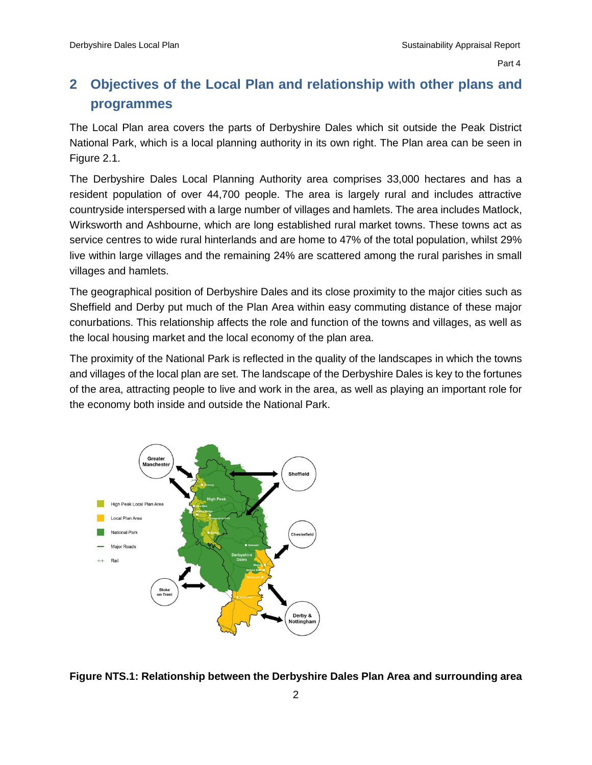## 2 Objectives of the Local Plan and relationship with other plans and programmes

The Local Plan area covers the parts of Derbyshire Dales which sit outside the Peak District National Park, which is a local planning authority in its own right. The Plan area can be seen in Figure 2.1.

The Derbyshire Dales Local Planning Authority area comprises 33,000 hectares and has a resident population of over 44,700 people. The area is largely rural and includes attractive countryside interspersed with a large number of villages and hamlets. The area includes Matlock, Wirksworth and Ashbourne, which are long established rural market towns. These towns act as service centres to wide rural hinterlands and are home to 47% of the total population, whilst 29% live within large villages and the remaining 24% are scattered among the rural parishes in small villages and hamlets.

The geographical position of Derbyshire Dales and its close proximity to the major cities such as Sheffield and Derby put much of the Plan Area within easy commuting distance of these major conurbations. This relationship affects the role and function of the towns and villages, as well as the local housing market and the local economy of the plan area.

The proximity of the National Park is reflected in the quality of the landscapes in which the towns and villages of the local plan are set. The landscape of the Derbyshire Dales is key to the fortunes of the area, attracting people to live and work in the area, as well as playing an important role for the economy both inside and outside the National Park.

**Figure NTS.1: Relationship between the Derbyshire Dales Plan Area and surrounding area**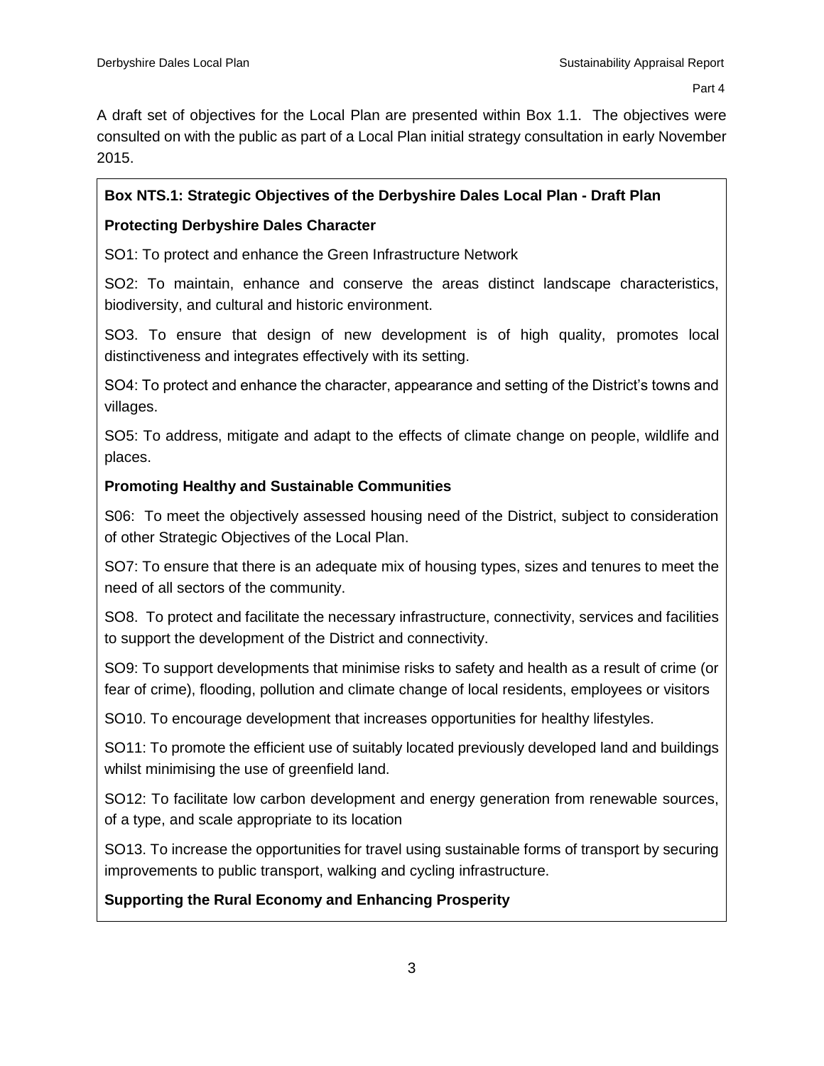A draft set of objectives for the Local Plan are presented within Box 1.1. The objectives were consulted on with the public as part of a Local Plan initial strategy consultation in early November 2015.

**Box NTS.1: Strategic Objectives of the Derbyshire Dales Local Plan - Draft Plan**

**Protecting Derbyshire Dales Character**

SO1: To protect and enhance the Green Infrastructure Network

SO2: To maintain, enhance and conserve the areas distinct landscape characteristics, biodiversity, and cultural and historic environment.

SO3. To ensure that design of new development is of high quality, promotes local distinctiveness and integrates effectively with its setting.

SO4: To protect and enhance the character, appearance and setting of the District's towns and villages.

SO5: To address, mitigate and adapt to the effects of climate change on people, wildlife and places.

**Promoting Healthy and Sustainable Communities**

S06: To meet the objectively assessed housing need of the District, subject to consideration of other Strategic Objectives of the Local Plan.

SO7: To ensure that there is an adequate mix of housing types, sizes and tenures to meet the need of all sectors of the community.

SO8. To protect and facilitate the necessary infrastructure, connectivity, services and facilities to support the development of the District and connectivity.

SO9: To support developments that minimise risks to safety and health as a result of crime (or fear of crime), flooding, pollution and climate change of local residents, employees or visitors

SO10. To encourage development that increases opportunities for healthy lifestyles.

SO11: To promote the efficient use of suitably located previously developed land and buildings whilst minimising the use of greenfield land.

SO12: To facilitate low carbon development and energy generation from renewable sources, of a type, and scale appropriate to its location

SO13. To increase the opportunities for travel using sustainable forms of transport by securing improvements to public transport, walking and cycling infrastructure.

**Supporting the Rural Economy and Enhancing Prosperity**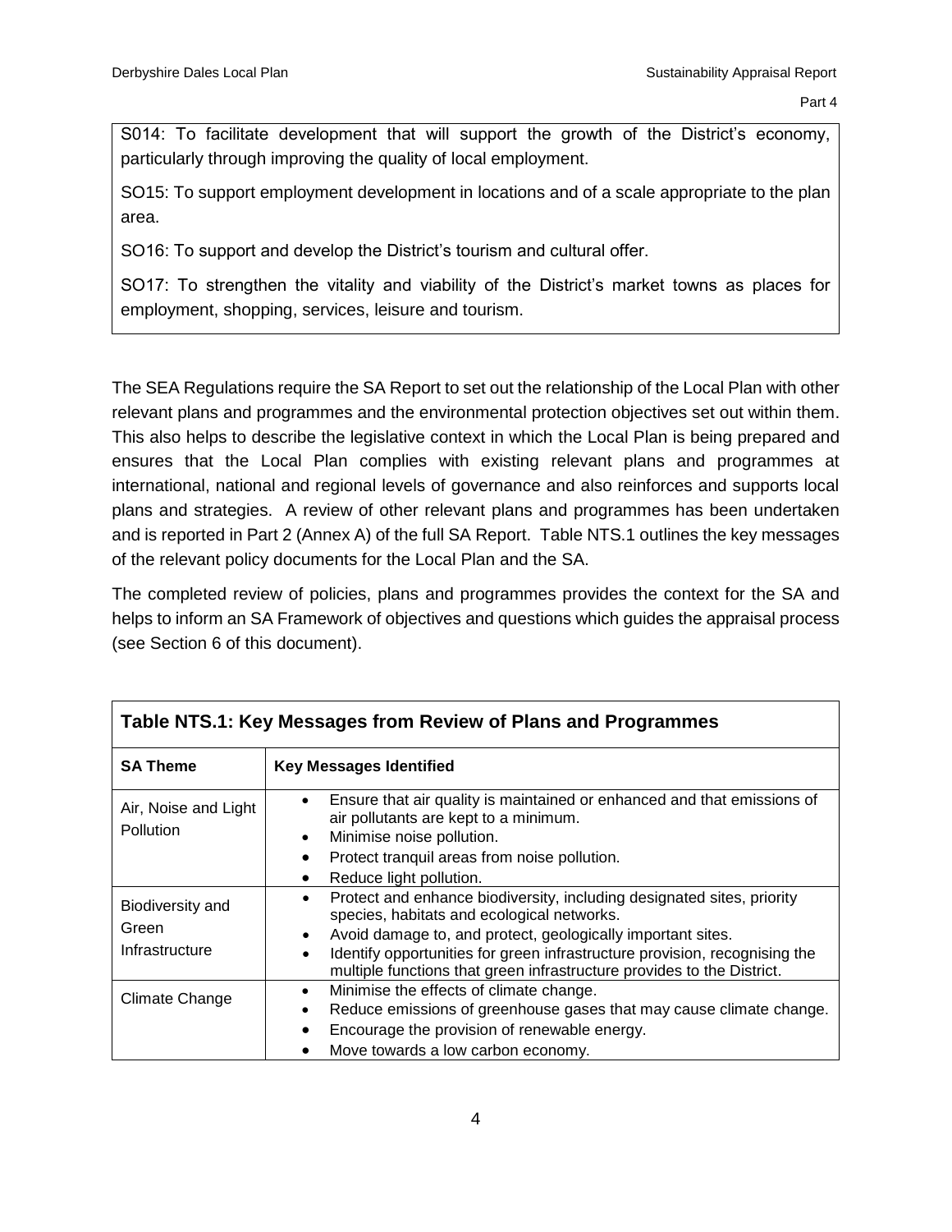S014: To facilitate development that will support the growth of the District's economy, particularly through improving the quality of local employment.

SO15: To support employment development in locations and of a scale appropriate to the plan area.

SO16: To support and develop the District's tourism and cultural offer.

SO17: To strengthen the vitality and viability of the District's market towns as places for employment, shopping, services, leisure and tourism.

The SEA Regulations require the SA Report to set out the relationship of the Local Plan with other relevant plans and programmes and the environmental protection objectives set out within them. This also helps to describe the legislative context in which the Local Plan is being prepared and ensures that the Local Plan complies with existing relevant plans and programmes at international, national and regional levels of governance and also reinforces and supports local plans and strategies. A review of other relevant plans and programmes has been undertaken and is reported in Part 2 (Annex A) of the full SA Report. Table NTS.1 outlines the key messages of the relevant policy documents for the Local Plan and the SA.

The completed review of policies, plans and programmes provides the context for the SA and helps to inform an SA Framework of objectives and questions which guides the appraisal process (see Section 6 of this document).

**Table NTS.1: Key Messages from Review of Plans and Programmes**

| SA Theme | Key Messages Identified |
|---|---|
| Air, Noise and Light Pollution | • Ensure that air quality is maintained or enhanced and that emissions of air pollutants are kept to a minimum.<br>• Minimise noise pollution.<br>• Protect tranquil areas from noise pollution.<br>• Reduce light pollution. |
| Biodiversity and Green Infrastructure | • Protect and enhance biodiversity, including designated sites, priority species, habitats and ecological networks.<br>• Avoid damage to, and protect, geologically important sites.<br>• Identify opportunities for green infrastructure provision, recognising the multiple functions that green infrastructure provides to the District. |
| Climate Change | • Minimise the effects of climate change.<br>• Reduce emissions of greenhouse gases that may cause climate change.<br>• Encourage the provision of renewable energy.<br>• Move towards a low carbon economy. |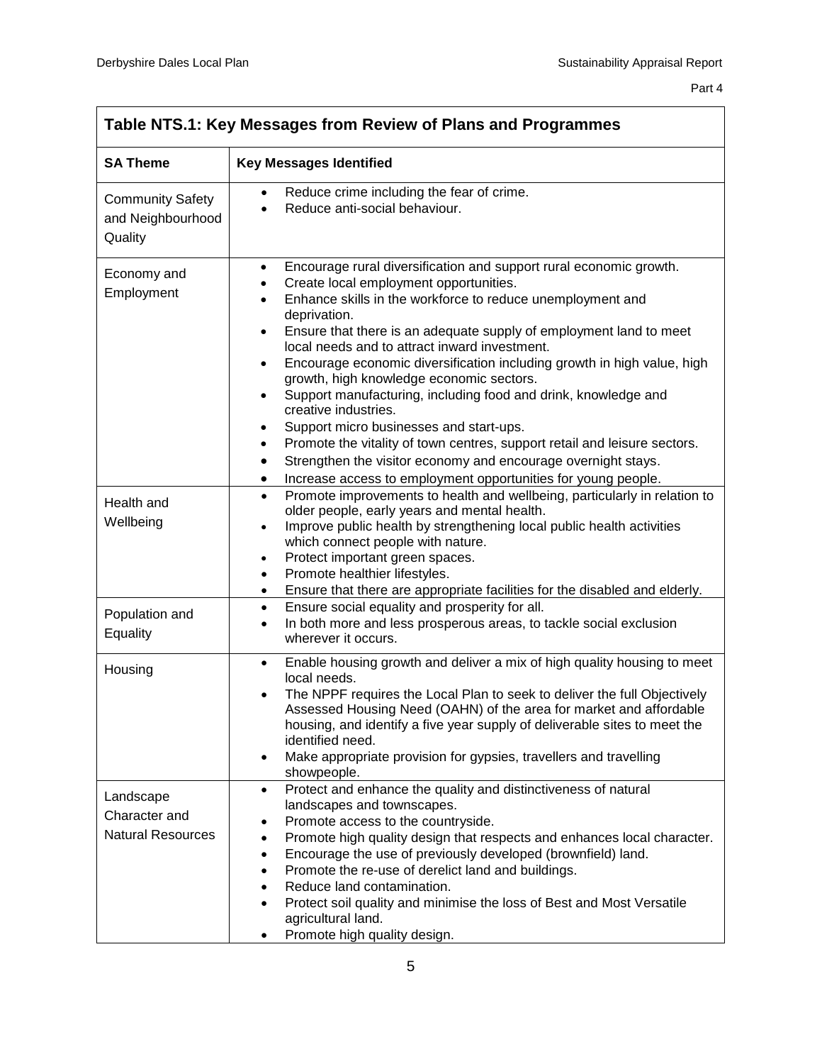| Table NTS.1: Key Messages from Review of Plans and Programmes | |
|---|---|
| **SA Theme** | **Key Messages Identified** |
| Community Safety and Neighbourhood Quality | • Reduce crime including the fear of crime.<br>• Reduce anti-social behaviour. |
| Economy and Employment | • Encourage rural diversification and support rural economic growth.<br>• Create local employment opportunities.<br>• Enhance skills in the workforce to reduce unemployment and deprivation.<br>• Ensure that there is an adequate supply of employment land to meet local needs and to attract inward investment.<br>• Encourage economic diversification including growth in high value, high growth, high knowledge economic sectors.<br>• Support manufacturing, including food and drink, knowledge and creative industries.<br>• Support micro businesses and start-ups.<br>• Promote the vitality of town centres, support retail and leisure sectors.<br>• Strengthen the visitor economy and encourage overnight stays.<br>• Increase access to employment opportunities for young people. |
| Health and Wellbeing | • Promote improvements to health and wellbeing, particularly in relation to older people, early years and mental health.<br>• Improve public health by strengthening local public health activities which connect people with nature.<br>• Protect important green spaces.<br>• Promote healthier lifestyles.<br>• Ensure that there are appropriate facilities for the disabled and elderly. |
| Population and Equality | • Ensure social equality and prosperity for all.<br>• In both more and less prosperous areas, to tackle social exclusion wherever it occurs. |
| Housing | • Enable housing growth and deliver a mix of high quality housing to meet local needs.<br>• The NPPF requires the Local Plan to seek to deliver the full Objectively Assessed Housing Need (OAHN) of the area for market and affordable housing, and identify a five year supply of deliverable sites to meet the identified need.<br>• Make appropriate provision for gypsies, travellers and travelling showpeople. |
| Landscape Character and Natural Resources | • Protect and enhance the quality and distinctiveness of natural landscapes and townscapes.<br>• Promote access to the countryside.<br>• Promote high quality design that respects and enhances local character.<br>• Encourage the use of previously developed (brownfield) land.<br>• Promote the re-use of derelict land and buildings.<br>• Reduce land contamination.<br>• Protect soil quality and minimise the loss of Best and Most Versatile agricultural land.<br>• Promote high quality design. |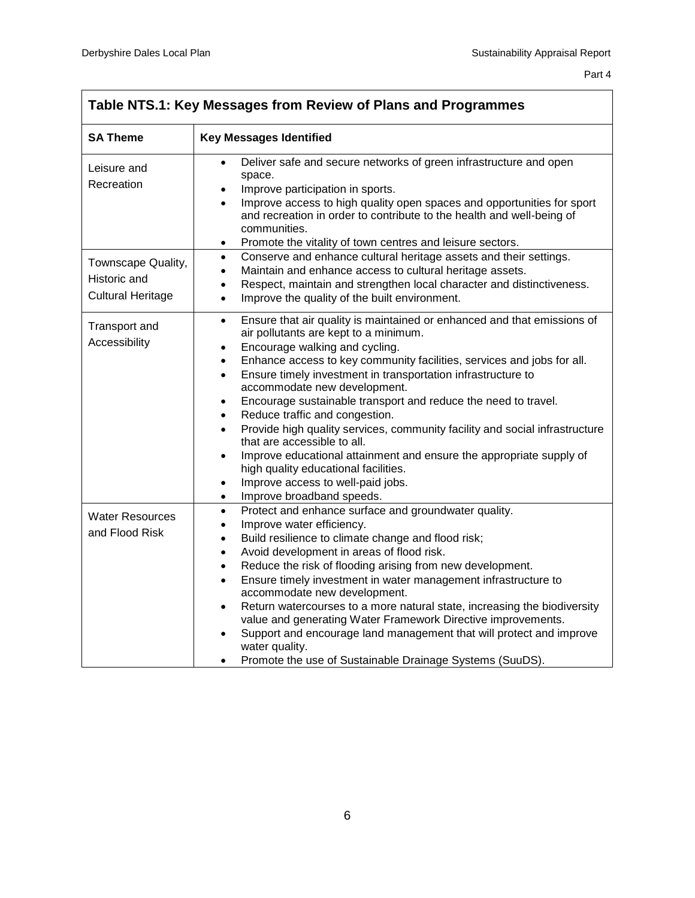| Table NTS.1: Key Messages from Review of Plans and Programmes | |
|---|---|
| **SA Theme** | **Key Messages Identified** |
| Leisure and Recreation | • Deliver safe and secure networks of green infrastructure and open space.<br>• Improve participation in sports.<br>• Improve access to high quality open spaces and opportunities for sport and recreation in order to contribute to the health and well-being of communities.<br>• Promote the vitality of town centres and leisure sectors. |
| Townscape Quality, Historic and Cultural Heritage | • Conserve and enhance cultural heritage assets and their settings.<br>• Maintain and enhance access to cultural heritage assets.<br>• Respect, maintain and strengthen local character and distinctiveness.<br>• Improve the quality of the built environment. |
| Transport and Accessibility | • Ensure that air quality is maintained or enhanced and that emissions of air pollutants are kept to a minimum.<br>• Encourage walking and cycling.<br>• Enhance access to key community facilities, services and jobs for all.<br>• Ensure timely investment in transportation infrastructure to accommodate new development.<br>• Encourage sustainable transport and reduce the need to travel.<br>• Reduce traffic and congestion.<br>• Provide high quality services, community facility and social infrastructure that are accessible to all.<br>• Improve educational attainment and ensure the appropriate supply of high quality educational facilities.<br>• Improve access to well-paid jobs.<br>• Improve broadband speeds. |
| Water Resources and Flood Risk | • Protect and enhance surface and groundwater quality.<br>• Improve water efficiency.<br>• Build resilience to climate change and flood risk;<br>• Avoid development in areas of flood risk.<br>• Reduce the risk of flooding arising from new development.<br>• Ensure timely investment in water management infrastructure to accommodate new development.<br>• Return watercourses to a more natural state, increasing the biodiversity value and generating Water Framework Directive improvements.<br>• Support and encourage land management that will protect and improve water quality.<br>• Promote the use of Sustainable Drainage Systems (SuuDS). |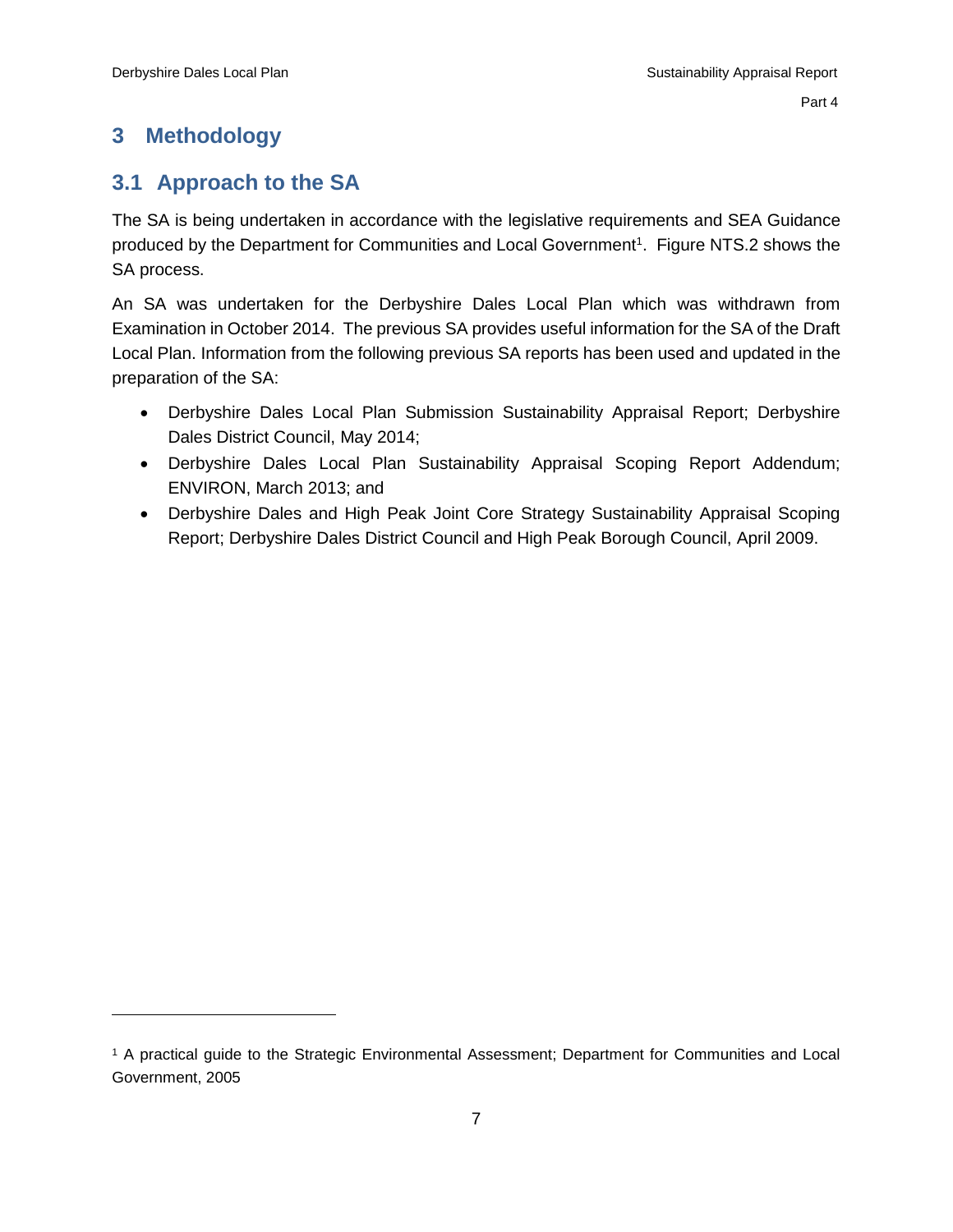# 3 Methodology

## 3.1 Approach to the SA

The SA is being undertaken in accordance with the legislative requirements and SEA Guidance produced by the Department for Communities and Local Government[1]. Figure NTS.2 shows the SA process.

An SA was undertaken for the Derbyshire Dales Local Plan which was withdrawn from Examination in October 2014. The previous SA provides useful information for the SA of the Draft Local Plan. Information from the following previous SA reports has been used and updated in the preparation of the SA:

- Derbyshire Dales Local Plan Submission Sustainability Appraisal Report; Derbyshire Dales District Council, May 2014;
- Derbyshire Dales Local Plan Sustainability Appraisal Scoping Report Addendum; ENVIRON, March 2013; and
- Derbyshire Dales and High Peak Joint Core Strategy Sustainability Appraisal Scoping Report; Derbyshire Dales District Council and High Peak Borough Council, April 2009.

---

[1] A practical guide to the Strategic Environmental Assessment; Department for Communities and Local Government, 2005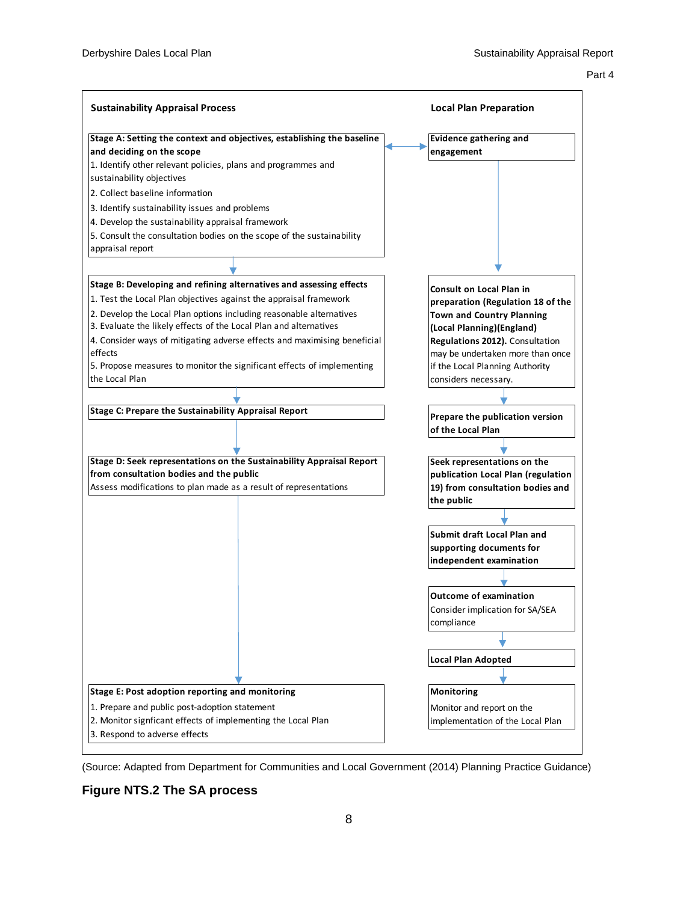**Sustainability Appraisal Process**

**Stage A: Setting the context and objectives, establishing the baseline and deciding on the scope**

1. Identify other relevant policies, plans and programmes and sustainability objectives
2. Collect baseline information
3. Identify sustainability issues and problems
4. Develop the sustainability appraisal framework
5. Consult the consultation bodies on the scope of the sustainability appraisal report

**Stage B: Developing and refining alternatives and assessing effects**

1. Test the Local Plan objectives against the appraisal framework
2. Develop the Local Plan options including reasonable alternatives
3. Evaluate the likely effects of the Local Plan and alternatives
4. Consider ways of mitigating adverse effects and maximising beneficial effects
5. Propose measures to monitor the significant effects of implementing the Local Plan

**Stage C: Prepare the Sustainability Appraisal Report**

**Stage D: Seek representations on the Sustainability Appraisal Report from consultation bodies and the public**

Assess modifications to plan made as a result of representations

**Stage E: Post adoption reporting and monitoring**

1. Prepare and public post-adoption statement
2. Monitor signficant effects of implementing the Local Plan
3. Respond to adverse effects

**Local Plan Preparation**

**Evidence gathering and engagement**

**Consult on Local Plan in preparation (Regulation 18 of the Town and Country Planning (Local Planning)(England) Regulations 2012).** Consultation may be undertaken more than once if the Local Planning Authority considers necessary.

**Prepare the publication version of the Local Plan**

**Seek representations on the publication Local Plan (regulation 19) from consultation bodies and the public**

**Submit draft Local Plan and supporting documents for independent examination**

**Outcome of examination**

Consider implication for SA/SEA compliance

**Local Plan Adopted**

**Monitoring**

Monitor and report on the implementation of the Local Plan

(Source: Adapted from Department for Communities and Local Government (2014) Planning Practice Guidance)

**Figure NTS.2 The SA process**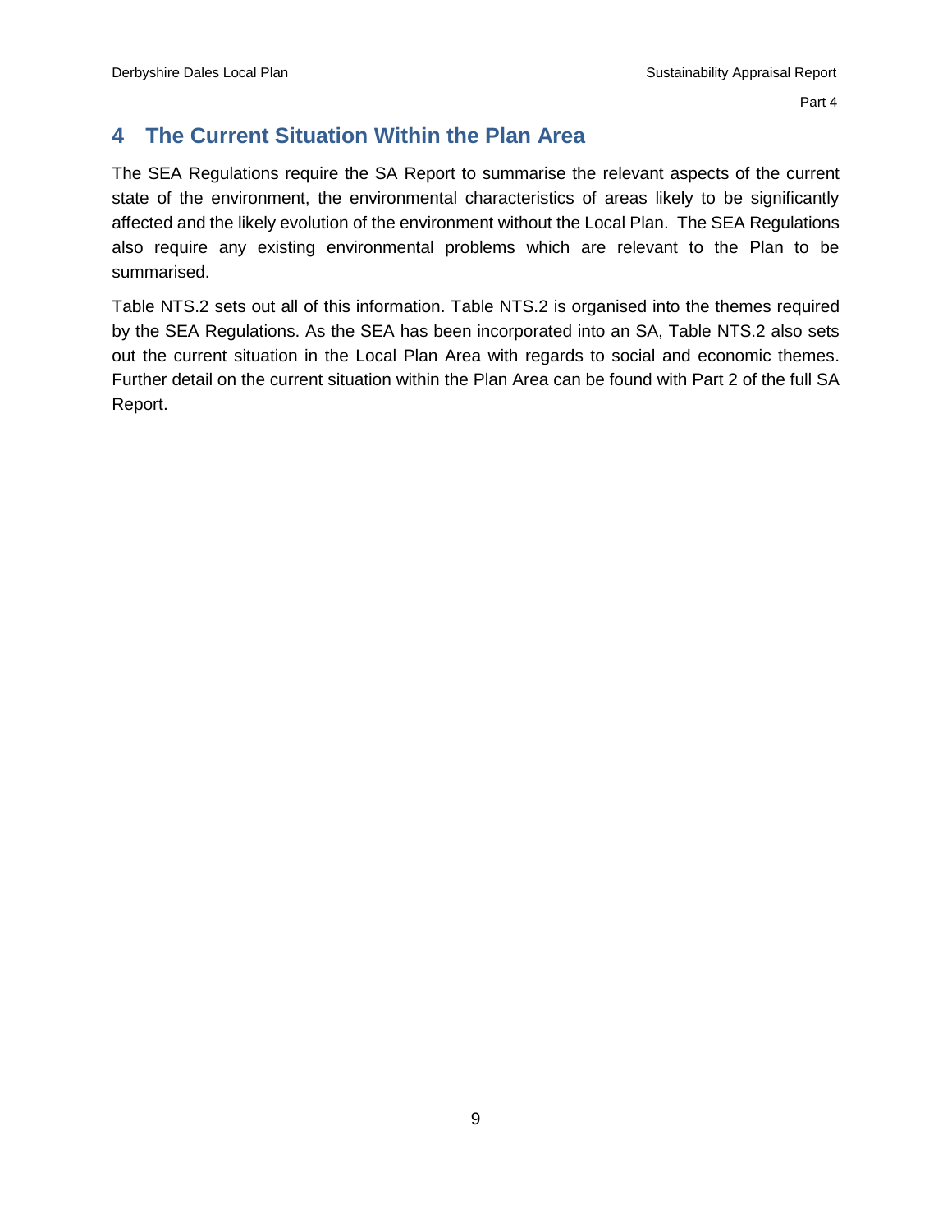# 4 The Current Situation Within the Plan Area

The SEA Regulations require the SA Report to summarise the relevant aspects of the current state of the environment, the environmental characteristics of areas likely to be significantly affected and the likely evolution of the environment without the Local Plan. The SEA Regulations also require any existing environmental problems which are relevant to the Plan to be summarised.

Table NTS.2 sets out all of this information. Table NTS.2 is organised into the themes required by the SEA Regulations. As the SEA has been incorporated into an SA, Table NTS.2 also sets out the current situation in the Local Plan Area with regards to social and economic themes. Further detail on the current situation within the Plan Area can be found with Part 2 of the full SA Report.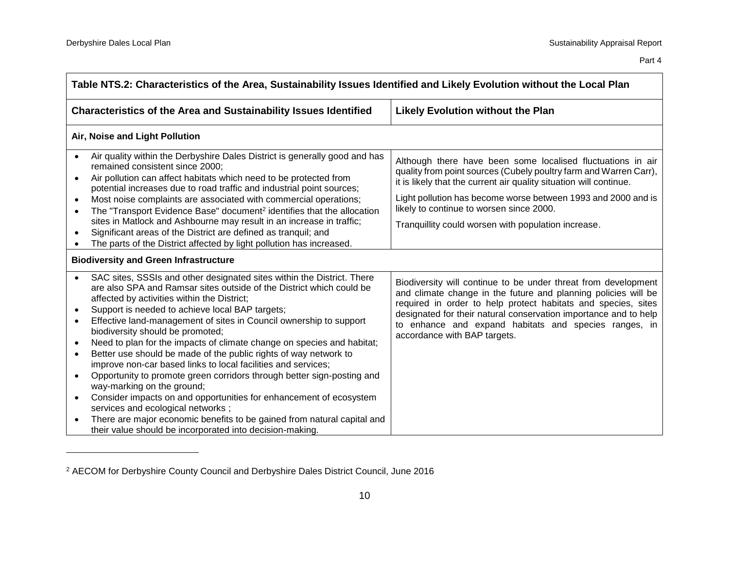| Table NTS.2: Characteristics of the Area, Sustainability Issues Identified and Likely Evolution without the Local Plan | |
|---|---|
| **Characteristics of the Area and Sustainability Issues Identified** | **Likely Evolution without the Plan** |
| **Air, Noise and Light Pollution** | |
| • Air quality within the Derbyshire Dales District is generally good and has remained consistent since 2000;<br>• Air pollution can affect habitats which need to be protected from potential increases due to road traffic and industrial point sources;<br>• Most noise complaints are associated with commercial operations;<br>• The "Transport Evidence Base" document[2] identifies that the allocation sites in Matlock and Ashbourne may result in an increase in traffic;<br>• Significant areas of the District are defined as tranquil; and<br>• The parts of the District affected by light pollution has increased. | Although there have been some localised fluctuations in air quality from point sources (Cubely poultry farm and Warren Carr), it is likely that the current air quality situation will continue.<br><br>Light pollution has become worse between 1993 and 2000 and is likely to continue to worsen since 2000.<br><br>Tranquillity could worsen with population increase. |
| **Biodiversity and Green Infrastructure** | |
| • SAC sites, SSSIs and other designated sites within the District. There are also SPA and Ramsar sites outside of the District which could be affected by activities within the District;<br>• Support is needed to achieve local BAP targets;<br>• Effective land-management of sites in Council ownership to support biodiversity should be promoted;<br>• Need to plan for the impacts of climate change on species and habitat;<br>• Better use should be made of the public rights of way network to improve non-car based links to local facilities and services;<br>• Opportunity to promote green corridors through better sign-posting and way-marking on the ground;<br>• Consider impacts on and opportunities for enhancement of ecosystem services and ecological networks ;<br>• There are major economic benefits to be gained from natural capital and their value should be incorporated into decision-making. | Biodiversity will continue to be under threat from development and climate change in the future and planning policies will be required in order to help protect habitats and species, sites designated for their natural conservation importance and to help to enhance and expand habitats and species ranges, in accordance with BAP targets. |

[2] AECOM for Derbyshire County Council and Derbyshire Dales District Council, June 2016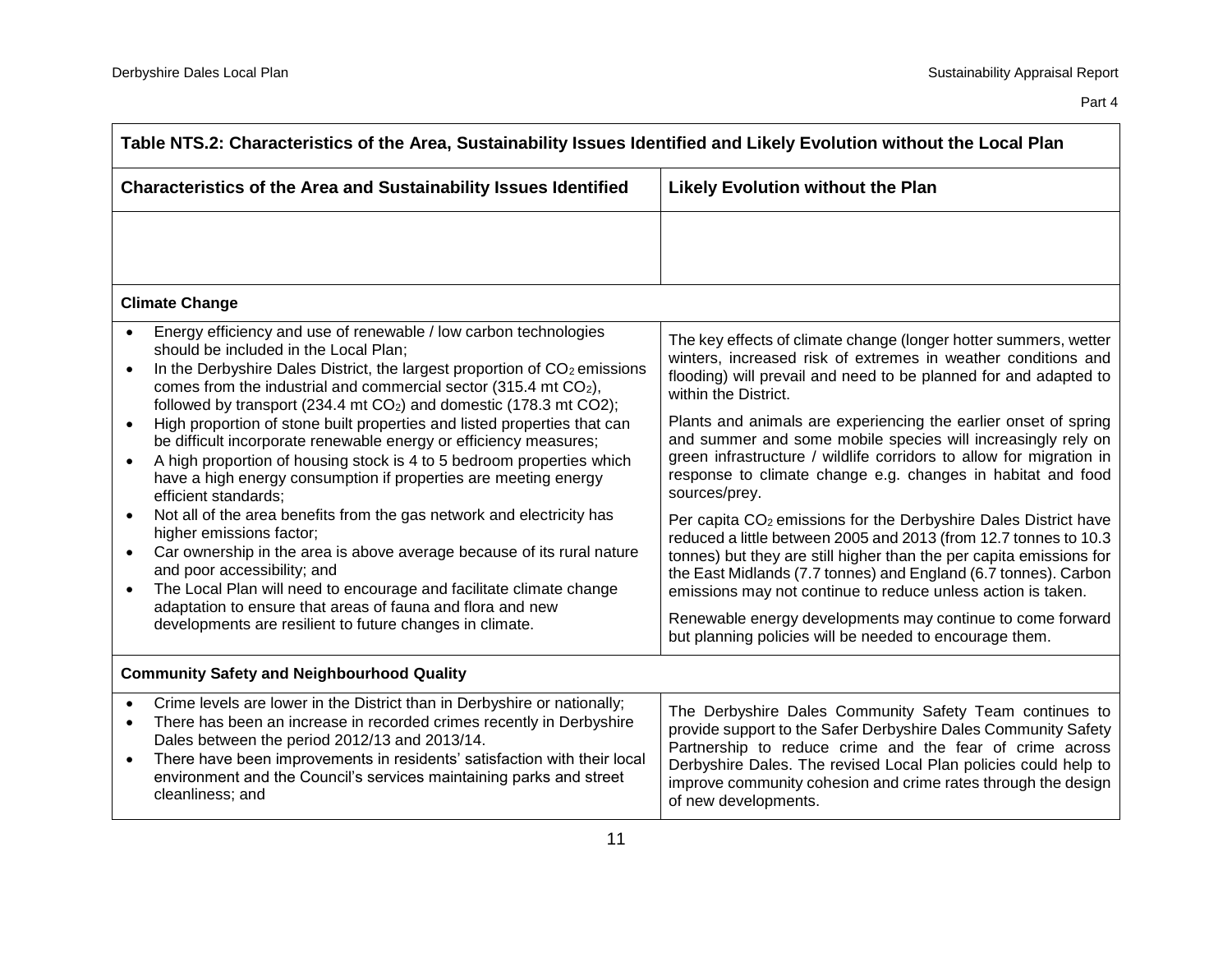| Table NTS.2: Characteristics of the Area, Sustainability Issues Identified and Likely Evolution without the Local Plan | |
|---|---|
| **Characteristics of the Area and Sustainability Issues Identified** | **Likely Evolution without the Plan** |
| | |
| **Climate Change** | |
| • Energy efficiency and use of renewable / low carbon technologies should be included in the Local Plan;<br>• In the Derbyshire Dales District, the largest proportion of $CO_2$ emissions comes from the industrial and commercial sector (315.4 mt $CO_2$), followed by transport (234.4 mt $CO_2$) and domestic (178.3 mt CO2);<br>• High proportion of stone built properties and listed properties that can be difficult incorporate renewable energy or efficiency measures;<br>• A high proportion of housing stock is 4 to 5 bedroom properties which have a high energy consumption if properties are meeting energy efficient standards;<br>• Not all of the area benefits from the gas network and electricity has higher emissions factor;<br>• Car ownership in the area is above average because of its rural nature and poor accessibility; and<br>• The Local Plan will need to encourage and facilitate climate change adaptation to ensure that areas of fauna and flora and new developments are resilient to future changes in climate. | The key effects of climate change (longer hotter summers, wetter winters, increased risk of extremes in weather conditions and flooding) will prevail and need to be planned for and adapted to within the District.<br><br>Plants and animals are experiencing the earlier onset of spring and summer and some mobile species will increasingly rely on green infrastructure / wildlife corridors to allow for migration in response to climate change e.g. changes in habitat and food sources/prey.<br><br>Per capita $CO_2$ emissions for the Derbyshire Dales District have reduced a little between 2005 and 2013 (from 12.7 tonnes to 10.3 tonnes) but they are still higher than the per capita emissions for the East Midlands (7.7 tonnes) and England (6.7 tonnes). Carbon emissions may not continue to reduce unless action is taken.<br><br>Renewable energy developments may continue to come forward but planning policies will be needed to encourage them. |
| **Community Safety and Neighbourhood Quality** | |
| • Crime levels are lower in the District than in Derbyshire or nationally;<br>• There has been an increase in recorded crimes recently in Derbyshire Dales between the period 2012/13 and 2013/14.<br>• There have been improvements in residents' satisfaction with their local environment and the Council's services maintaining parks and street cleanliness; and | The Derbyshire Dales Community Safety Team continues to provide support to the Safer Derbyshire Dales Community Safety Partnership to reduce crime and the fear of crime across Derbyshire Dales. The revised Local Plan policies could help to improve community cohesion and crime rates through the design of new developments. |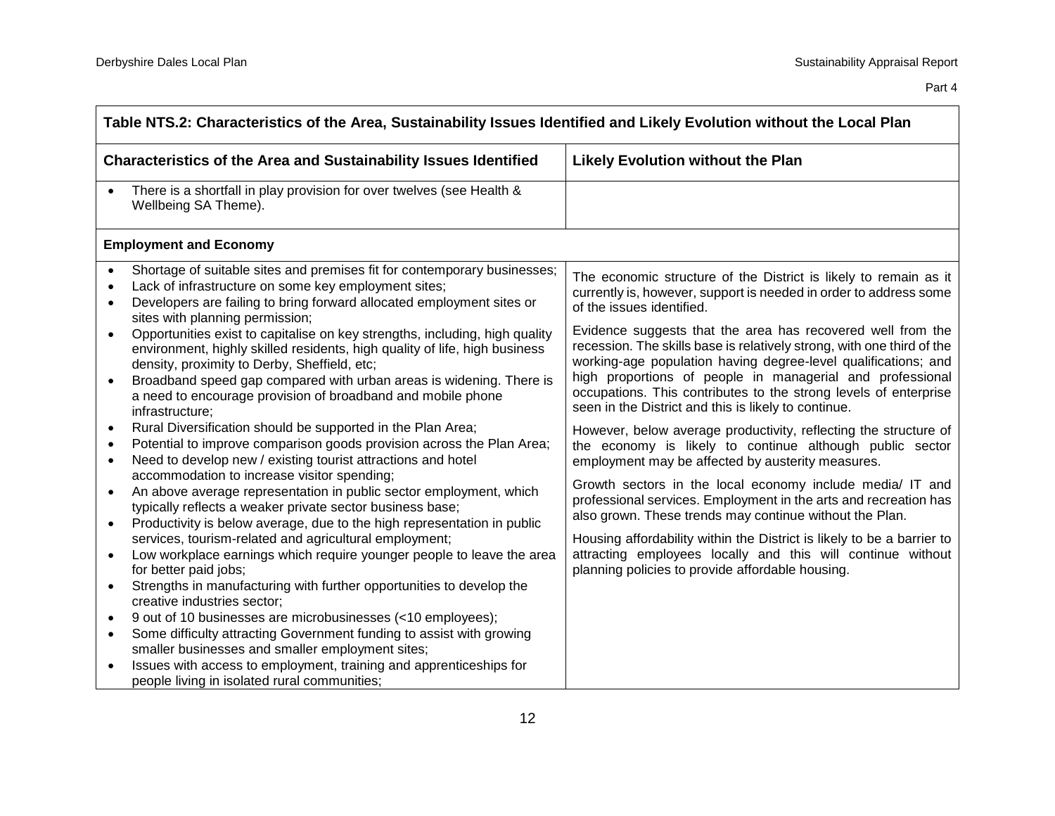**Table NTS.2: Characteristics of the Area, Sustainability Issues Identified and Likely Evolution without the Local Plan**

| Characteristics of the Area and Sustainability Issues Identified | Likely Evolution without the Plan |
|---|---|
| • There is a shortfall in play provision for over twelves (see Health & Wellbeing SA Theme). | |
| **Employment and Economy** | |
| • Shortage of suitable sites and premises fit for contemporary businesses;<br>• Lack of infrastructure on some key employment sites;<br>• Developers are failing to bring forward allocated employment sites or sites with planning permission;<br>• Opportunities exist to capitalise on key strengths, including, high quality environment, highly skilled residents, high quality of life, high business density, proximity to Derby, Sheffield, etc;<br>• Broadband speed gap compared with urban areas is widening. There is a need to encourage provision of broadband and mobile phone infrastructure;<br>• Rural Diversification should be supported in the Plan Area;<br>• Potential to improve comparison goods provision across the Plan Area;<br>• Need to develop new / existing tourist attractions and hotel accommodation to increase visitor spending;<br>• An above average representation in public sector employment, which typically reflects a weaker private sector business base;<br>• Productivity is below average, due to the high representation in public services, tourism-related and agricultural employment;<br>• Low workplace earnings which require younger people to leave the area for better paid jobs;<br>• Strengths in manufacturing with further opportunities to develop the creative industries sector;<br>• 9 out of 10 businesses are microbusinesses (<10 employees);<br>• Some difficulty attracting Government funding to assist with growing smaller businesses and smaller employment sites;<br>• Issues with access to employment, training and apprenticeships for people living in isolated rural communities; | The economic structure of the District is likely to remain as it currently is, however, support is needed in order to address some of the issues identified.<br><br>Evidence suggests that the area has recovered well from the recession. The skills base is relatively strong, with one third of the working-age population having degree-level qualifications; and high proportions of people in managerial and professional occupations. This contributes to the strong levels of enterprise seen in the District and this is likely to continue.<br><br>However, below average productivity, reflecting the structure of the economy is likely to continue although public sector employment may be affected by austerity measures.<br><br>Growth sectors in the local economy include media/ IT and professional services. Employment in the arts and recreation has also grown. These trends may continue without the Plan.<br><br>Housing affordability within the District is likely to be a barrier to attracting employees locally and this will continue without planning policies to provide affordable housing. |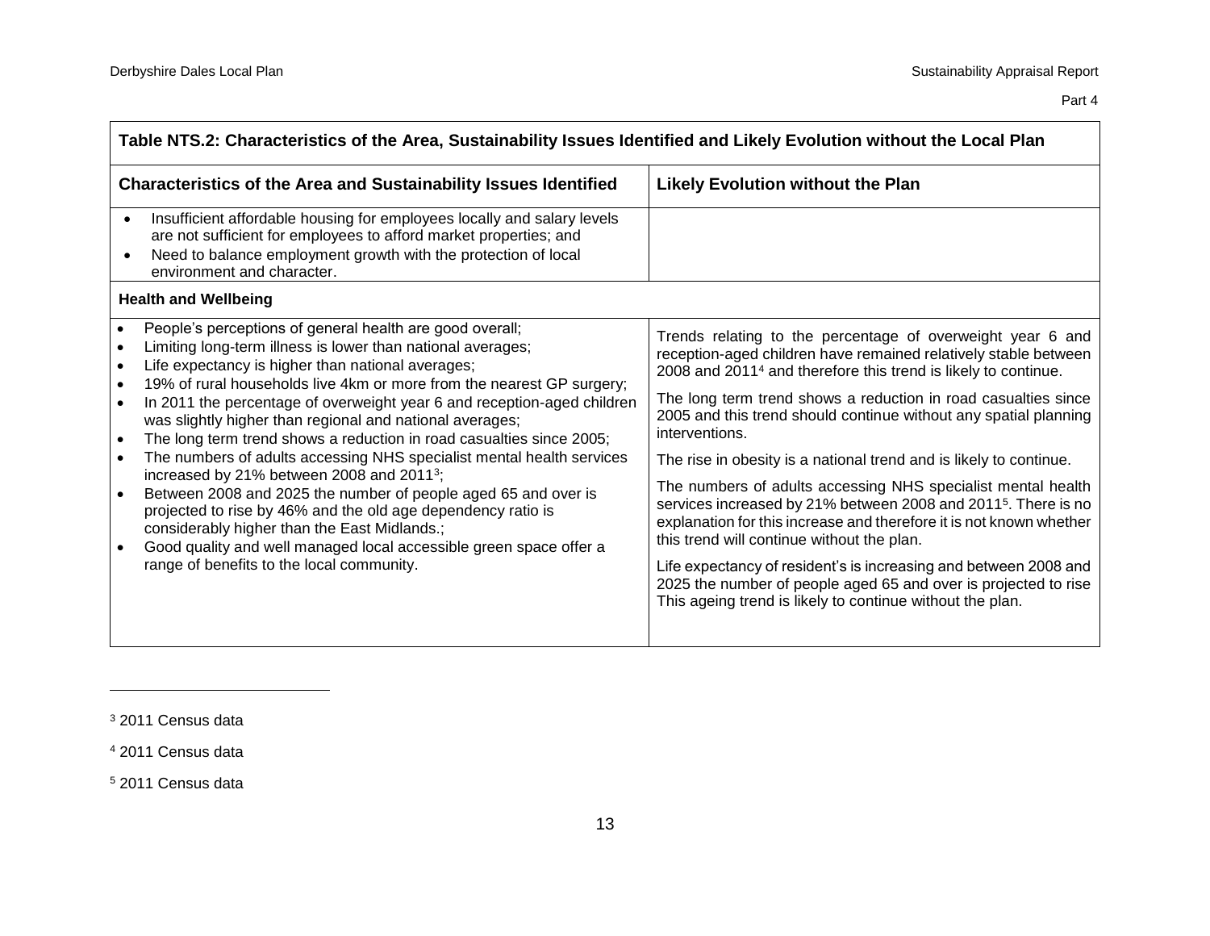| Table NTS.2: Characteristics of the Area, Sustainability Issues Identified and Likely Evolution without the Local Plan | |
|---|---|
| **Characteristics of the Area and Sustainability Issues Identified** | **Likely Evolution without the Plan** |
| • Insufficient affordable housing for employees locally and salary levels are not sufficient for employees to afford market properties; and<br>• Need to balance employment growth with the protection of local environment and character. | |
| **Health and Wellbeing** | |
| • People's perceptions of general health are good overall;<br>• Limiting long-term illness is lower than national averages;<br>• Life expectancy is higher than national averages;<br>• 19% of rural households live 4km or more from the nearest GP surgery;<br>• In 2011 the percentage of overweight year 6 and reception-aged children was slightly higher than regional and national averages;<br>• The long term trend shows a reduction in road casualties since 2005;<br>• The numbers of adults accessing NHS specialist mental health services increased by 21% between 2008 and 2011[3];<br>• Between 2008 and 2025 the number of people aged 65 and over is projected to rise by 46% and the old age dependency ratio is considerably higher than the East Midlands.;<br>• Good quality and well managed local accessible green space offer a range of benefits to the local community. | Trends relating to the percentage of overweight year 6 and reception-aged children have remained relatively stable between 2008 and 2011[4] and therefore this trend is likely to continue.<br><br>The long term trend shows a reduction in road casualties since 2005 and this trend should continue without any spatial planning interventions.<br><br>The rise in obesity is a national trend and is likely to continue.<br><br>The numbers of adults accessing NHS specialist mental health services increased by 21% between 2008 and 2011[5]. There is no explanation for this increase and therefore it is not known whether this trend will continue without the plan.<br><br>Life expectancy of resident's is increasing and between 2008 and 2025 the number of people aged 65 and over is projected to rise This ageing trend is likely to continue without the plan. |

[3] 2011 Census data

[4] 2011 Census data

[5] 2011 Census data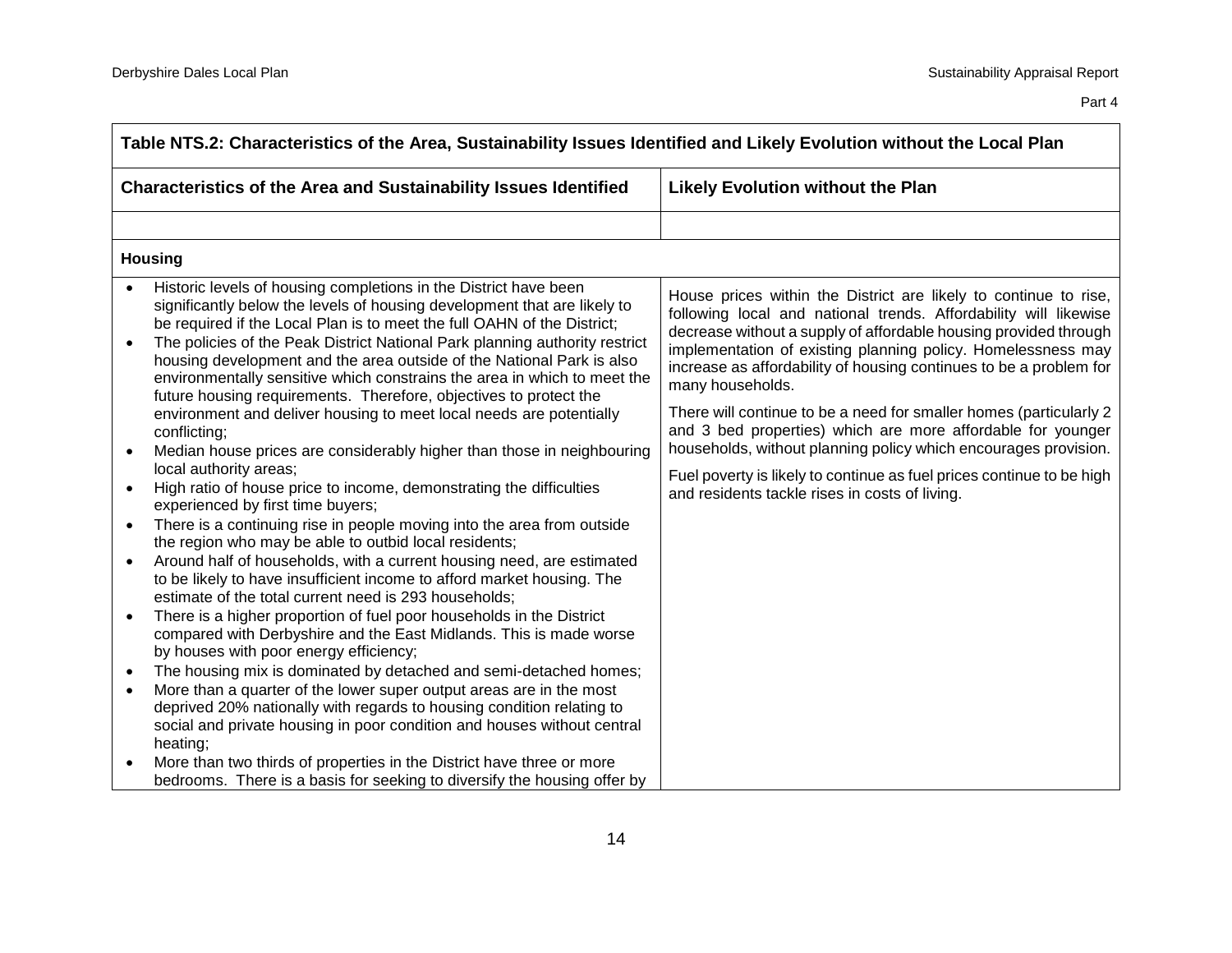| Table NTS.2: Characteristics of the Area, Sustainability Issues Identified and Likely Evolution without the Local Plan | |
|---|---|
| **Characteristics of the Area and Sustainability Issues Identified** | **Likely Evolution without the Plan** |
| | |
| **Housing** | |
| • Historic levels of housing completions in the District have been significantly below the levels of housing development that are likely to be required if the Local Plan is to meet the full OAHN of the District;<br>• The policies of the Peak District National Park planning authority restrict housing development and the area outside of the National Park is also environmentally sensitive which constrains the area in which to meet the future housing requirements. Therefore, objectives to protect the environment and deliver housing to meet local needs are potentially conflicting;<br>• Median house prices are considerably higher than those in neighbouring local authority areas;<br>• High ratio of house price to income, demonstrating the difficulties experienced by first time buyers;<br>• There is a continuing rise in people moving into the area from outside the region who may be able to outbid local residents;<br>• Around half of households, with a current housing need, are estimated to be likely to have insufficient income to afford market housing. The estimate of the total current need is 293 households;<br>• There is a higher proportion of fuel poor households in the District compared with Derbyshire and the East Midlands. This is made worse by houses with poor energy efficiency;<br>• The housing mix is dominated by detached and semi-detached homes;<br>• More than a quarter of the lower super output areas are in the most deprived 20% nationally with regards to housing condition relating to social and private housing in poor condition and houses without central heating;<br>• More than two thirds of properties in the District have three or more bedrooms. There is a basis for seeking to diversify the housing offer by | House prices within the District are likely to continue to rise, following local and national trends. Affordability will likewise decrease without a supply of affordable housing provided through implementation of existing planning policy. Homelessness may increase as affordability of housing continues to be a problem for many households.<br><br>There will continue to be a need for smaller homes (particularly 2 and 3 bed properties) which are more affordable for younger households, without planning policy which encourages provision.<br><br>Fuel poverty is likely to continue as fuel prices continue to be high and residents tackle rises in costs of living. |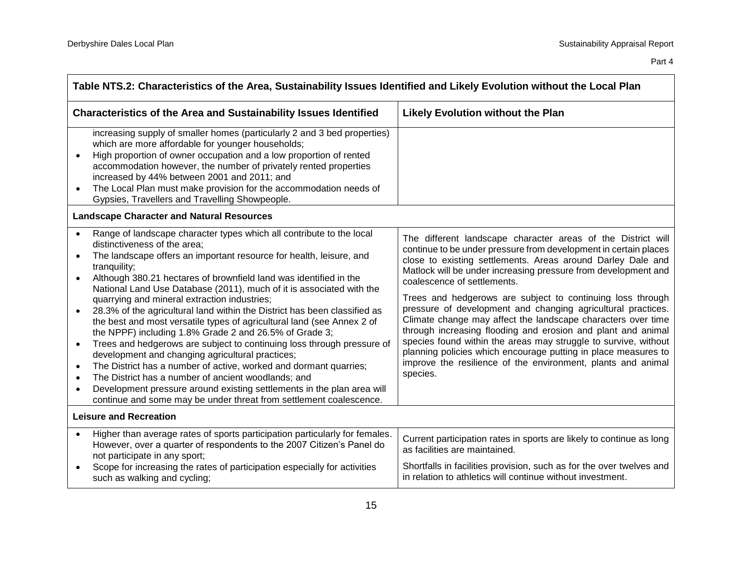| Table NTS.2: Characteristics of the Area, Sustainability Issues Identified and Likely Evolution without the Local Plan | |
|---|---|
| **Characteristics of the Area and Sustainability Issues Identified** | **Likely Evolution without the Plan** |
| increasing supply of smaller homes (particularly 2 and 3 bed properties) which are more affordable for younger households;<br>• High proportion of owner occupation and a low proportion of rented accommodation however, the number of privately rented properties increased by 44% between 2001 and 2011; and<br>• The Local Plan must make provision for the accommodation needs of Gypsies, Travellers and Travelling Showpeople. | |
| **Landscape Character and Natural Resources** | |
| • Range of landscape character types which all contribute to the local distinctiveness of the area;<br>• The landscape offers an important resource for health, leisure, and tranquility;<br>• Although 380.21 hectares of brownfield land was identified in the National Land Use Database (2011), much of it is associated with the quarrying and mineral extraction industries;<br>• 28.3% of the agricultural land within the District has been classified as the best and most versatile types of agricultural land (see Annex 2 of the NPPF) including 1.8% Grade 2 and 26.5% of Grade 3;<br>• Trees and hedgerows are subject to continuing loss through pressure of development and changing agricultural practices;<br>• The District has a number of active, worked and dormant quarries;<br>• The District has a number of ancient woodlands; and<br>• Development pressure around existing settlements in the plan area will continue and some may be under threat from settlement coalescence. | The different landscape character areas of the District will continue to be under pressure from development in certain places close to existing settlements. Areas around Darley Dale and Matlock will be under increasing pressure from development and coalescence of settlements.<br><br>Trees and hedgerows are subject to continuing loss through pressure of development and changing agricultural practices. Climate change may affect the landscape characters over time through increasing flooding and erosion and plant and animal species found within the areas may struggle to survive, without planning policies which encourage putting in place measures to improve the resilience of the environment, plants and animal species. |
| **Leisure and Recreation** | |
| • Higher than average rates of sports participation particularly for females. However, over a quarter of respondents to the 2007 Citizen's Panel do not participate in any sport;<br>• Scope for increasing the rates of participation especially for activities such as walking and cycling; | Current participation rates in sports are likely to continue as long as facilities are maintained.<br><br>Shortfalls in facilities provision, such as for the over twelves and in relation to athletics will continue without investment. |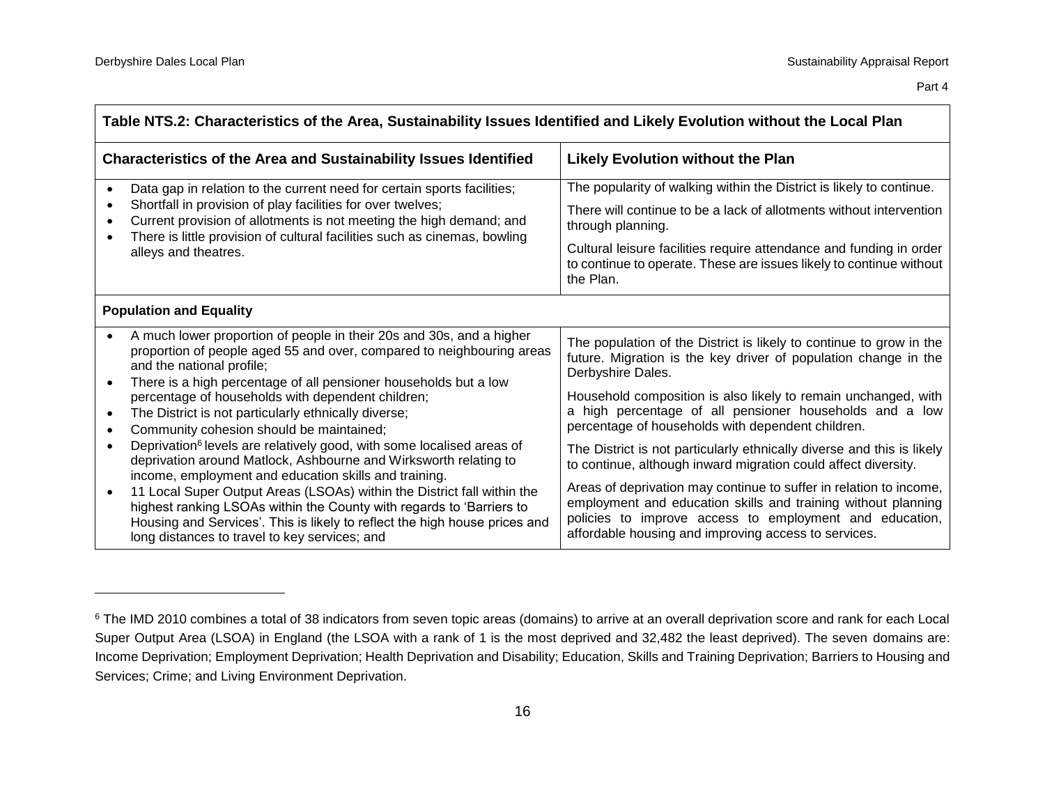| Table NTS.2: Characteristics of the Area, Sustainability Issues Identified and Likely Evolution without the Local Plan | |
|---|---|
| **Characteristics of the Area and Sustainability Issues Identified** | **Likely Evolution without the Plan** |
| • Data gap in relation to the current need for certain sports facilities;<br>• Shortfall in provision of play facilities for over twelves;<br>• Current provision of allotments is not meeting the high demand; and<br>• There is little provision of cultural facilities such as cinemas, bowling alleys and theatres. | The popularity of walking within the District is likely to continue.<br><br>There will continue to be a lack of allotments without intervention through planning.<br><br>Cultural leisure facilities require attendance and funding in order to continue to operate. These are issues likely to continue without the Plan. |
| **Population and Equality** | |
| • A much lower proportion of people in their 20s and 30s, and a higher proportion of people aged 55 and over, compared to neighbouring areas and the national profile;<br>• There is a high percentage of all pensioner households but a low percentage of households with dependent children;<br>• The District is not particularly ethnically diverse;<br>• Community cohesion should be maintained;<br>• Deprivation[6] levels are relatively good, with some localised areas of deprivation around Matlock, Ashbourne and Wirksworth relating to income, employment and education skills and training.<br>• 11 Local Super Output Areas (LSOAs) within the District fall within the highest ranking LSOAs within the County with regards to 'Barriers to Housing and Services'. This is likely to reflect the high house prices and long distances to travel to key services; and | The population of the District is likely to continue to grow in the future. Migration is the key driver of population change in the Derbyshire Dales.<br><br>Household composition is also likely to remain unchanged, with a high percentage of all pensioner households and a low percentage of households with dependent children.<br><br>The District is not particularly ethnically diverse and this is likely to continue, although inward migration could affect diversity.<br><br>Areas of deprivation may continue to suffer in relation to income, employment and education skills and training without planning policies to improve access to employment and education, affordable housing and improving access to services. |

[6] The IMD 2010 combines a total of 38 indicators from seven topic areas (domains) to arrive at an overall deprivation score and rank for each Local Super Output Area (LSOA) in England (the LSOA with a rank of 1 is the most deprived and 32,482 the least deprived). The seven domains are: Income Deprivation; Employment Deprivation; Health Deprivation and Disability; Education, Skills and Training Deprivation; Barriers to Housing and Services; Crime; and Living Environment Deprivation.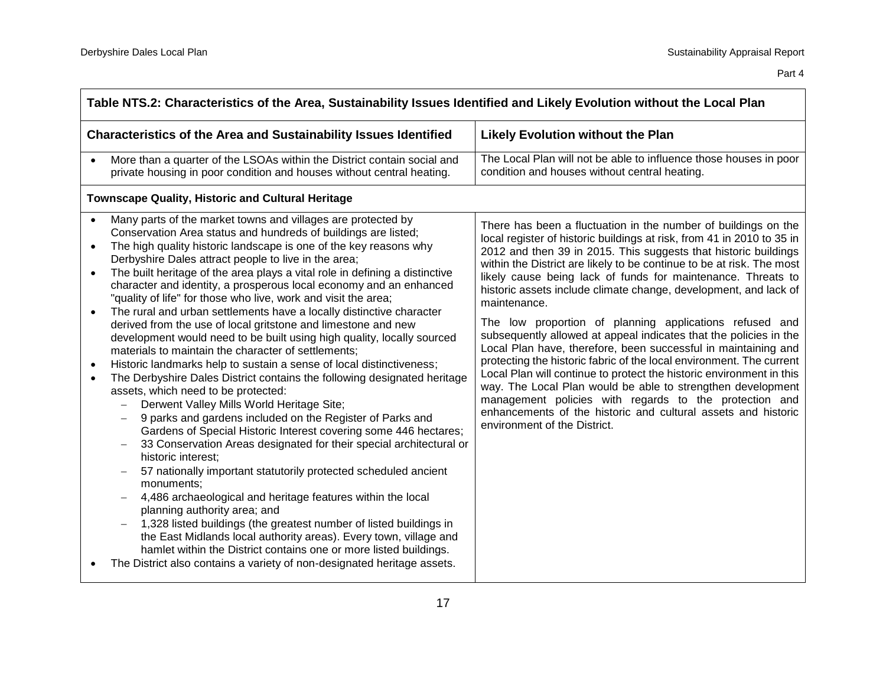**Table NTS.2: Characteristics of the Area, Sustainability Issues Identified and Likely Evolution without the Local Plan**

| Characteristics of the Area and Sustainability Issues Identified | Likely Evolution without the Plan |
|---|---|
| • More than a quarter of the LSOAs within the District contain social and private housing in poor condition and houses without central heating. | The Local Plan will not be able to influence those houses in poor condition and houses without central heating. |
| **Townscape Quality, Historic and Cultural Heritage** | |
| • Many parts of the market towns and villages are protected by Conservation Area status and hundreds of buildings are listed;<br>• The high quality historic landscape is one of the key reasons why Derbyshire Dales attract people to live in the area;<br>• The built heritage of the area plays a vital role in defining a distinctive character and identity, a prosperous local economy and an enhanced "quality of life" for those who live, work and visit the area;<br>• The rural and urban settlements have a locally distinctive character derived from the use of local gritstone and limestone and new development would need to be built using high quality, locally sourced materials to maintain the character of settlements;<br>• Historic landmarks help to sustain a sense of local distinctiveness;<br>• The Derbyshire Dales District contains the following designated heritage assets, which need to be protected:<br>– Derwent Valley Mills World Heritage Site;<br>– 9 parks and gardens included on the Register of Parks and Gardens of Special Historic Interest covering some 446 hectares;<br>– 33 Conservation Areas designated for their special architectural or historic interest;<br>– 57 nationally important statutorily protected scheduled ancient monuments;<br>– 4,486 archaeological and heritage features within the local planning authority area; and<br>– 1,328 listed buildings (the greatest number of listed buildings in the East Midlands local authority areas). Every town, village and hamlet within the District contains one or more listed buildings.<br>• The District also contains a variety of non-designated heritage assets. | There has been a fluctuation in the number of buildings on the local register of historic buildings at risk, from 41 in 2010 to 35 in 2012 and then 39 in 2015. This suggests that historic buildings within the District are likely to be continue to be at risk. The most likely cause being lack of funds for maintenance. Threats to historic assets include climate change, development, and lack of maintenance.<br><br>The low proportion of planning applications refused and subsequently allowed at appeal indicates that the policies in the Local Plan have, therefore, been successful in maintaining and protecting the historic fabric of the local environment. The current Local Plan will continue to protect the historic environment in this way. The Local Plan would be able to strengthen development management policies with regards to the protection and enhancements of the historic and cultural assets and historic environment of the District. |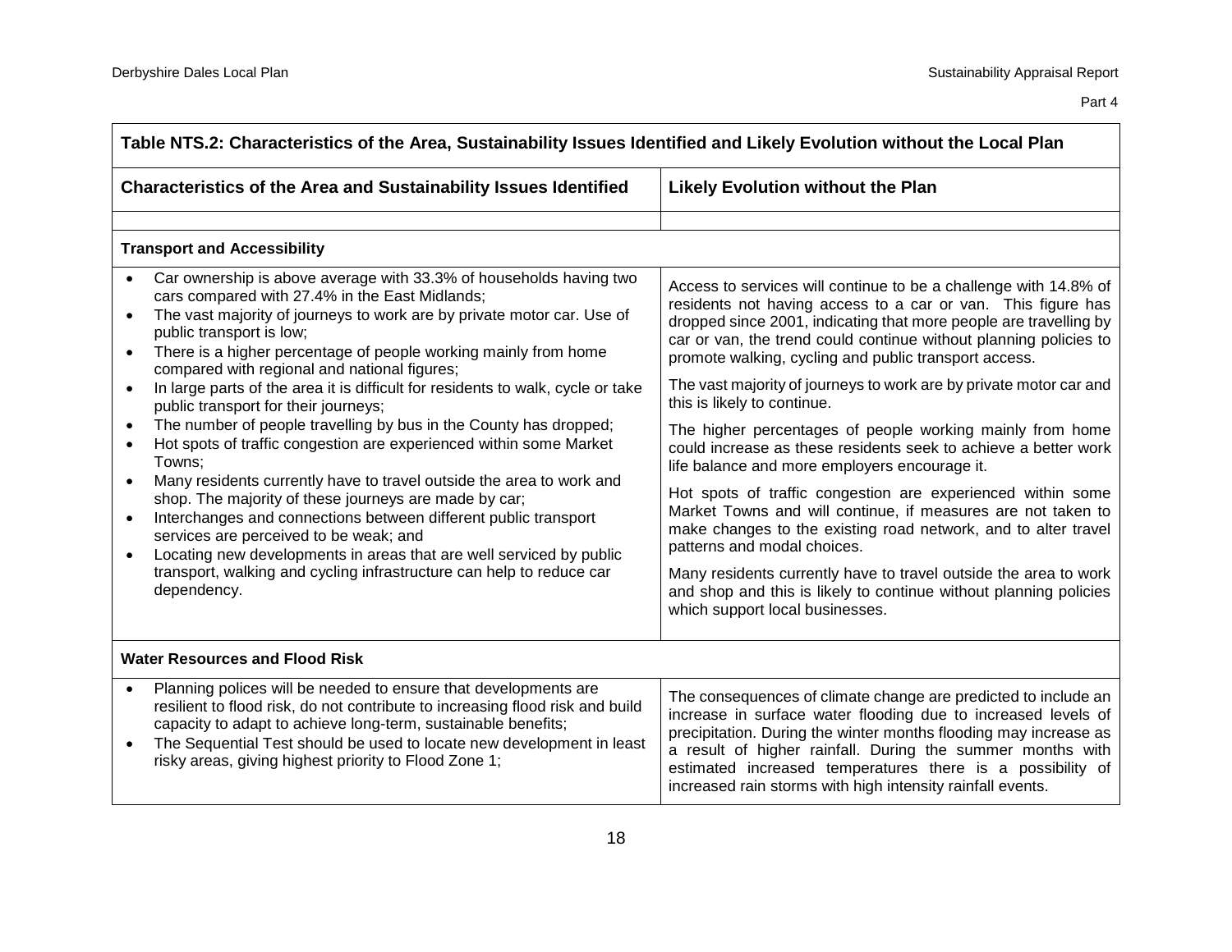| Table NTS.2: Characteristics of the Area, Sustainability Issues Identified and Likely Evolution without the Local Plan | |
|---|---|
| **Characteristics of the Area and Sustainability Issues Identified** | **Likely Evolution without the Plan** |
| | |
| **Transport and Accessibility** | |
| • Car ownership is above average with 33.3% of households having two cars compared with 27.4% in the East Midlands;<br>• The vast majority of journeys to work are by private motor car. Use of public transport is low;<br>• There is a higher percentage of people working mainly from home compared with regional and national figures;<br>• In large parts of the area it is difficult for residents to walk, cycle or take public transport for their journeys;<br>• The number of people travelling by bus in the County has dropped;<br>• Hot spots of traffic congestion are experienced within some Market Towns;<br>• Many residents currently have to travel outside the area to work and shop. The majority of these journeys are made by car;<br>• Interchanges and connections between different public transport services are perceived to be weak; and<br>• Locating new developments in areas that are well serviced by public transport, walking and cycling infrastructure can help to reduce car dependency. | Access to services will continue to be a challenge with 14.8% of residents not having access to a car or van. This figure has dropped since 2001, indicating that more people are travelling by car or van, the trend could continue without planning policies to promote walking, cycling and public transport access.<br><br>The vast majority of journeys to work are by private motor car and this is likely to continue.<br><br>The higher percentages of people working mainly from home could increase as these residents seek to achieve a better work life balance and more employers encourage it.<br><br>Hot spots of traffic congestion are experienced within some Market Towns and will continue, if measures are not taken to make changes to the existing road network, and to alter travel patterns and modal choices.<br><br>Many residents currently have to travel outside the area to work and shop and this is likely to continue without planning policies which support local businesses. |
| **Water Resources and Flood Risk** | |
| • Planning polices will be needed to ensure that developments are resilient to flood risk, do not contribute to increasing flood risk and build capacity to adapt to achieve long-term, sustainable benefits;<br>• The Sequential Test should be used to locate new development in least risky areas, giving highest priority to Flood Zone 1; | The consequences of climate change are predicted to include an increase in surface water flooding due to increased levels of precipitation. During the winter months flooding may increase as a result of higher rainfall. During the summer months with estimated increased temperatures there is a possibility of increased rain storms with high intensity rainfall events. |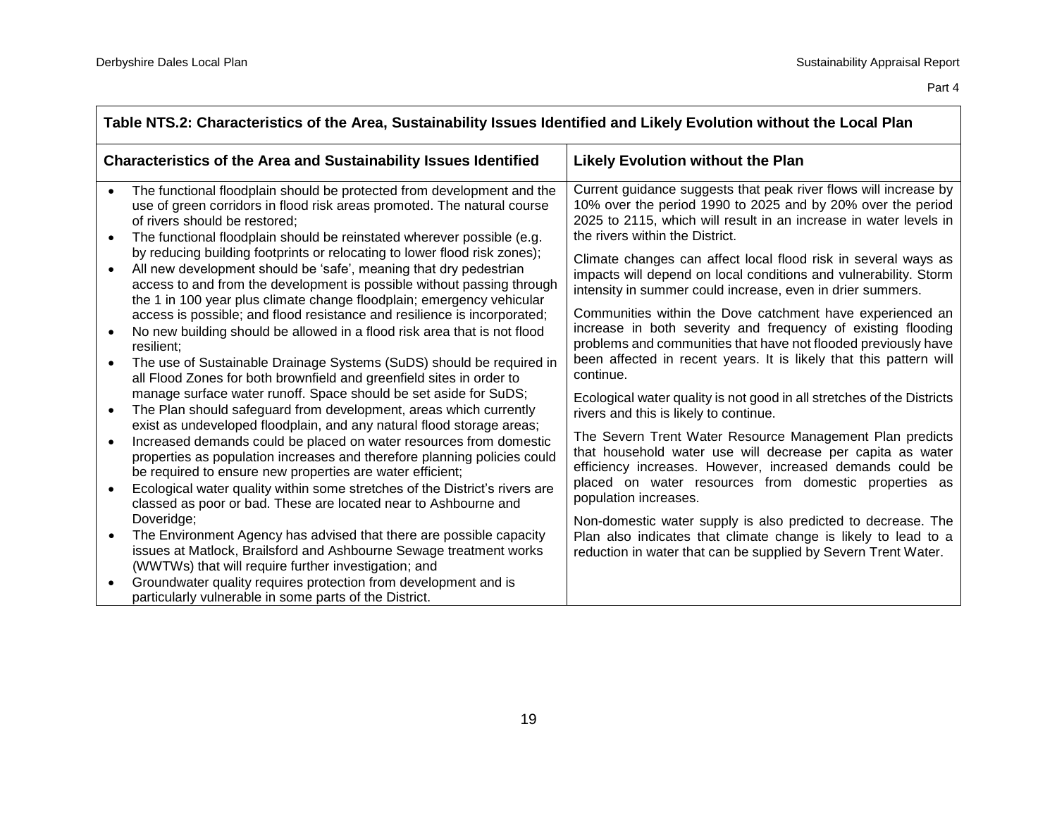| Table NTS.2: Characteristics of the Area, Sustainability Issues Identified and Likely Evolution without the Local Plan | |
|---|---|
| **Characteristics of the Area and Sustainability Issues Identified** | **Likely Evolution without the Plan** |
| • The functional floodplain should be protected from development and the use of green corridors in flood risk areas promoted. The natural course of rivers should be restored;<br>• The functional floodplain should be reinstated wherever possible (e.g. by reducing building footprints or relocating to lower flood risk zones);<br>• All new development should be 'safe', meaning that dry pedestrian access to and from the development is possible without passing through the 1 in 100 year plus climate change floodplain; emergency vehicular access is possible; and flood resistance and resilience is incorporated;<br>• No new building should be allowed in a flood risk area that is not flood resilient;<br>• The use of Sustainable Drainage Systems (SuDS) should be required in all Flood Zones for both brownfield and greenfield sites in order to manage surface water runoff. Space should be set aside for SuDS;<br>• The Plan should safeguard from development, areas which currently exist as undeveloped floodplain, and any natural flood storage areas;<br>• Increased demands could be placed on water resources from domestic properties as population increases and therefore planning policies could be required to ensure new properties are water efficient;<br>• Ecological water quality within some stretches of the District's rivers are classed as poor or bad. These are located near to Ashbourne and Doveridge;<br>• The Environment Agency has advised that there are possible capacity issues at Matlock, Brailsford and Ashbourne Sewage treatment works (WWTWs) that will require further investigation; and<br>• Groundwater quality requires protection from development and is particularly vulnerable in some parts of the District. | Current guidance suggests that peak river flows will increase by 10% over the period 1990 to 2025 and by 20% over the period 2025 to 2115, which will result in an increase in water levels in the rivers within the District.<br><br>Climate changes can affect local flood risk in several ways as impacts will depend on local conditions and vulnerability. Storm intensity in summer could increase, even in drier summers.<br><br>Communities within the Dove catchment have experienced an increase in both severity and frequency of existing flooding problems and communities that have not flooded previously have been affected in recent years. It is likely that this pattern will continue.<br><br>Ecological water quality is not good in all stretches of the Districts rivers and this is likely to continue.<br><br>The Severn Trent Water Resource Management Plan predicts that household water use will decrease per capita as water efficiency increases. However, increased demands could be placed on water resources from domestic properties as population increases.<br><br>Non-domestic water supply is also predicted to decrease. The Plan also indicates that climate change is likely to lead to a reduction in water that can be supplied by Severn Trent Water. |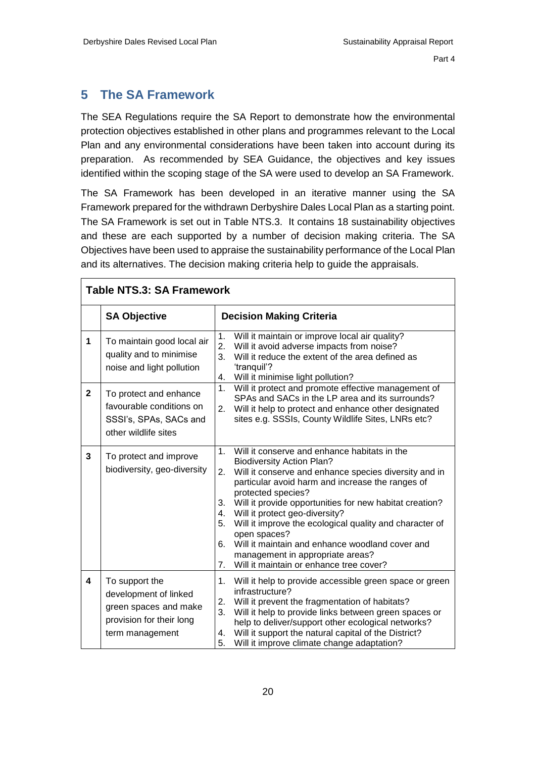## 5 The SA Framework

The SEA Regulations require the SA Report to demonstrate how the environmental protection objectives established in other plans and programmes relevant to the Local Plan and any environmental considerations have been taken into account during its preparation. As recommended by SEA Guidance, the objectives and key issues identified within the scoping stage of the SA were used to develop an SA Framework.

The SA Framework has been developed in an iterative manner using the SA Framework prepared for the withdrawn Derbyshire Dales Local Plan as a starting point. The SA Framework is set out in Table NTS.3. It contains 18 sustainability objectives and these are each supported by a number of decision making criteria. The SA Objectives have been used to appraise the sustainability performance of the Local Plan and its alternatives. The decision making criteria help to guide the appraisals.

**Table NTS.3: SA Framework**

| | SA Objective | Decision Making Criteria |
|---|---|---|
| **1** | To maintain good local air quality and to minimise noise and light pollution | 1. Will it maintain or improve local air quality?<br>2. Will it avoid adverse impacts from noise?<br>3. Will it reduce the extent of the area defined as 'tranquil'?<br>4. Will it minimise light pollution? |
| **2** | To protect and enhance favourable conditions on SSSI's, SPAs, SACs and other wildlife sites | 1. Will it protect and promote effective management of SPAs and SACs in the LP area and its surrounds?<br>2. Will it help to protect and enhance other designated sites e.g. SSSIs, County Wildlife Sites, LNRs etc? |
| **3** | To protect and improve biodiversity, geo-diversity | 1. Will it conserve and enhance habitats in the Biodiversity Action Plan?<br>2. Will it conserve and enhance species diversity and in particular avoid harm and increase the ranges of protected species?<br>3. Will it provide opportunities for new habitat creation?<br>4. Will it protect geo-diversity?<br>5. Will it improve the ecological quality and character of open spaces?<br>6. Will it maintain and enhance woodland cover and management in appropriate areas?<br>7. Will it maintain or enhance tree cover? |
| **4** | To support the development of linked green spaces and make provision for their long term management | 1. Will it help to provide accessible green space or green infrastructure?<br>2. Will it prevent the fragmentation of habitats?<br>3. Will it help to provide links between green spaces or help to deliver/support other ecological networks?<br>4. Will it support the natural capital of the District?<br>5. Will it improve climate change adaptation? |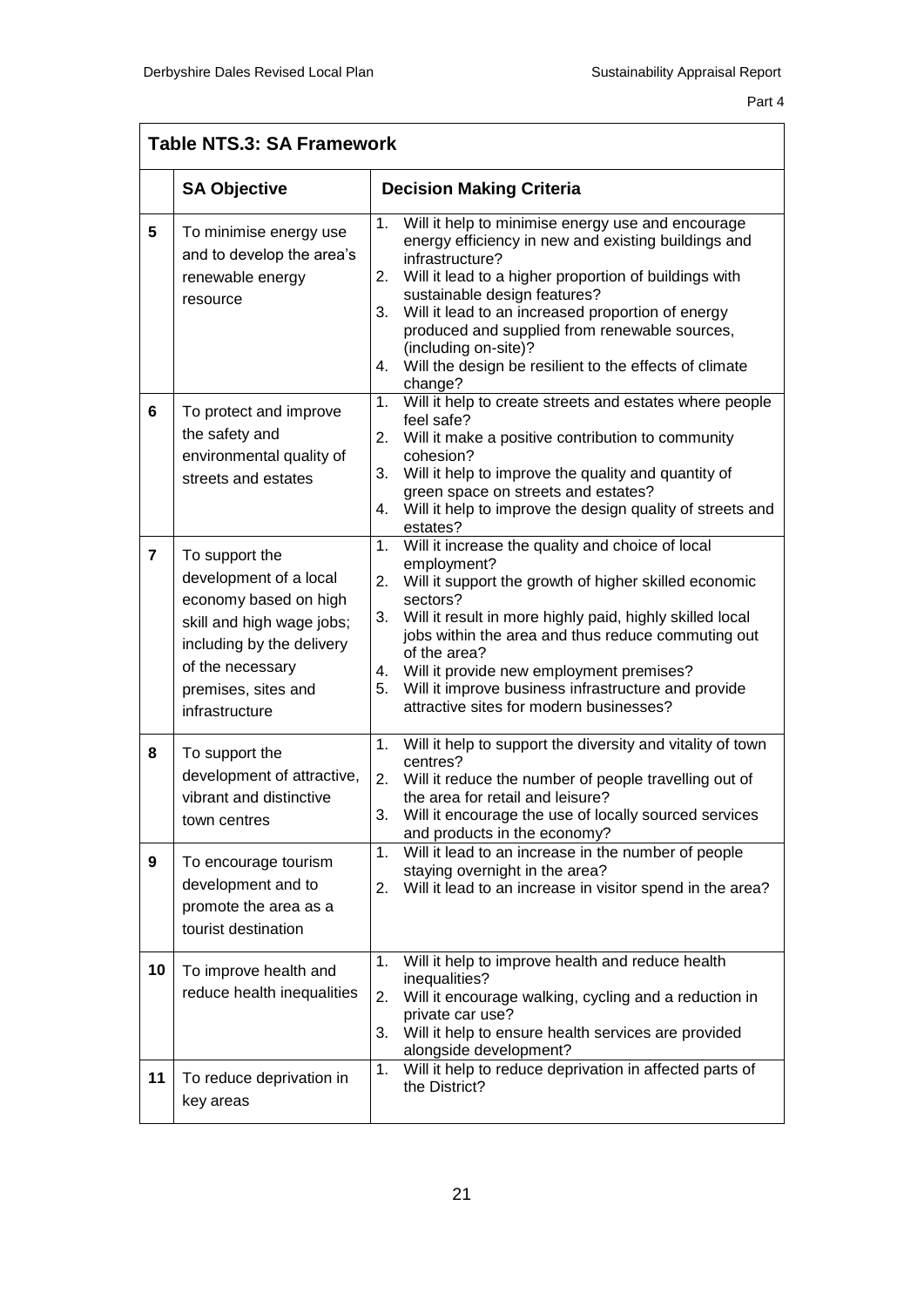**Table NTS.3: SA Framework**

| | SA Objective | Decision Making Criteria |
|---|---|---|
| **5** | To minimise energy use and to develop the area's renewable energy resource | 1. Will it help to minimise energy use and encourage energy efficiency in new and existing buildings and infrastructure?<br>2. Will it lead to a higher proportion of buildings with sustainable design features?<br>3. Will it lead to an increased proportion of energy produced and supplied from renewable sources, (including on-site)?<br>4. Will the design be resilient to the effects of climate change? |
| **6** | To protect and improve the safety and environmental quality of streets and estates | 1. Will it help to create streets and estates where people feel safe?<br>2. Will it make a positive contribution to community cohesion?<br>3. Will it help to improve the quality and quantity of green space on streets and estates?<br>4. Will it help to improve the design quality of streets and estates? |
| **7** | To support the development of a local economy based on high skill and high wage jobs; including by the delivery of the necessary premises, sites and infrastructure | 1. Will it increase the quality and choice of local employment?<br>2. Will it support the growth of higher skilled economic sectors?<br>3. Will it result in more highly paid, highly skilled local jobs within the area and thus reduce commuting out of the area?<br>4. Will it provide new employment premises?<br>5. Will it improve business infrastructure and provide attractive sites for modern businesses? |
| **8** | To support the development of attractive, vibrant and distinctive town centres | 1. Will it help to support the diversity and vitality of town centres?<br>2. Will it reduce the number of people travelling out of the area for retail and leisure?<br>3. Will it encourage the use of locally sourced services and products in the economy? |
| **9** | To encourage tourism development and to promote the area as a tourist destination | 1. Will it lead to an increase in the number of people staying overnight in the area?<br>2. Will it lead to an increase in visitor spend in the area? |
| **10** | To improve health and reduce health inequalities | 1. Will it help to improve health and reduce health inequalities?<br>2. Will it encourage walking, cycling and a reduction in private car use?<br>3. Will it help to ensure health services are provided alongside development? |
| **11** | To reduce deprivation in key areas | 1. Will it help to reduce deprivation in affected parts of the District? |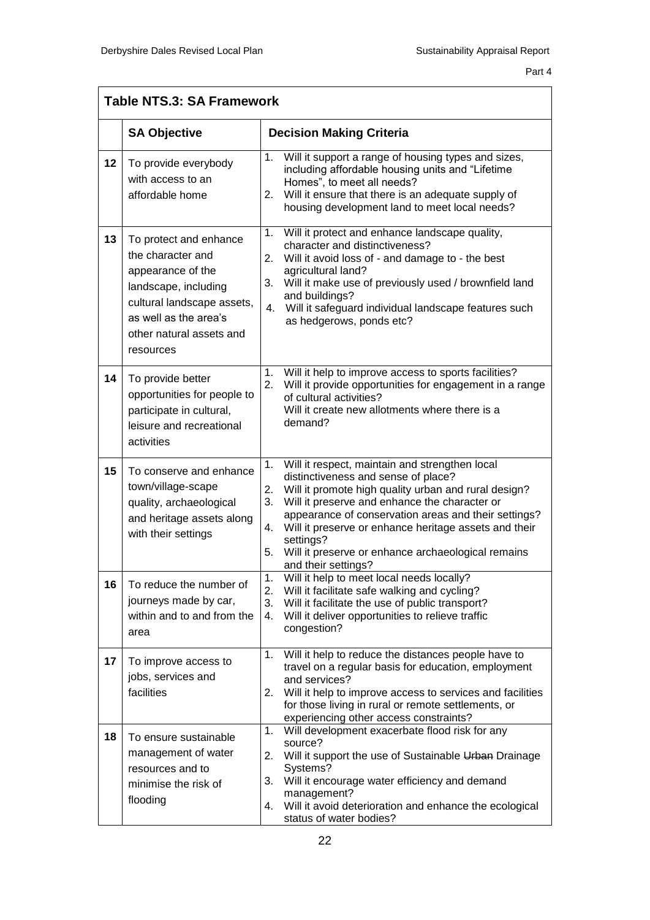**Table NTS.3: SA Framework**

| | SA Objective | Decision Making Criteria |
|---|---|---|
| 12 | To provide everybody with access to an affordable home | 1. Will it support a range of housing types and sizes, including affordable housing units and "Lifetime Homes", to meet all needs?<br>2. Will it ensure that there is an adequate supply of housing development land to meet local needs? |
| 13 | To protect and enhance the character and appearance of the landscape, including cultural landscape assets, as well as the area's other natural assets and resources | 1. Will it protect and enhance landscape quality, character and distinctiveness?<br>2. Will it avoid loss of - and damage to - the best agricultural land?<br>3. Will it make use of previously used / brownfield land and buildings?<br>4. Will it safeguard individual landscape features such as hedgerows, ponds etc? |
| 14 | To provide better opportunities for people to participate in cultural, leisure and recreational activities | 1. Will it help to improve access to sports facilities?<br>2. Will it provide opportunities for engagement in a range of cultural activities?<br>Will it create new allotments where there is a demand? |
| 15 | To conserve and enhance town/village-scape quality, archaeological and heritage assets along with their settings | 1. Will it respect, maintain and strengthen local distinctiveness and sense of place?<br>2. Will it promote high quality urban and rural design?<br>3. Will it preserve and enhance the character or appearance of conservation areas and their settings?<br>4. Will it preserve or enhance heritage assets and their settings?<br>5. Will it preserve or enhance archaeological remains and their settings? |
| 16 | To reduce the number of journeys made by car, within and to and from the area | 1. Will it help to meet local needs locally?<br>2. Will it facilitate safe walking and cycling?<br>3. Will it facilitate the use of public transport?<br>4. Will it deliver opportunities to relieve traffic congestion? |
| 17 | To improve access to jobs, services and facilities | 1. Will it help to reduce the distances people have to travel on a regular basis for education, employment and services?<br>2. Will it help to improve access to services and facilities for those living in rural or remote settlements, or experiencing other access constraints? |
| 18 | To ensure sustainable management of water resources and to minimise the risk of flooding | 1. Will development exacerbate flood risk for any source?<br>2. Will it support the use of Sustainable ~~Urban~~ Drainage Systems?<br>3. Will it encourage water efficiency and demand management?<br>4. Will it avoid deterioration and enhance the ecological status of water bodies? |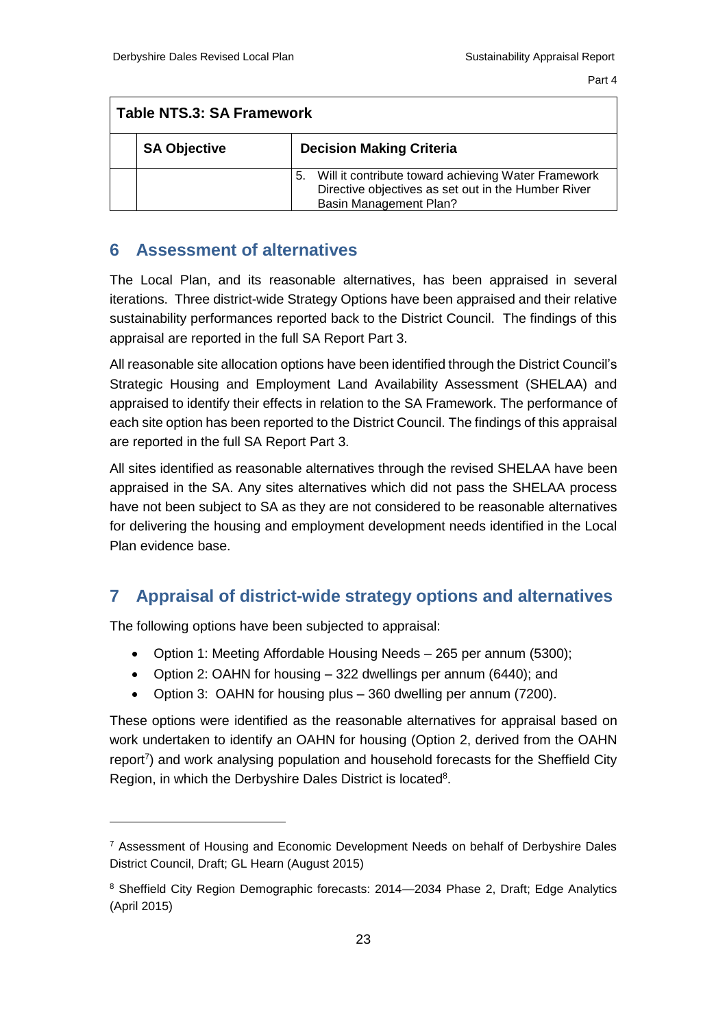| Table NTS.3: SA Framework | | |
|---|---|---|
| | **SA Objective** | **Decision Making Criteria** |
| | | 5. Will it contribute toward achieving Water Framework Directive objectives as set out in the Humber River Basin Management Plan? |

## 6 Assessment of alternatives

The Local Plan, and its reasonable alternatives, has been appraised in several iterations. Three district-wide Strategy Options have been appraised and their relative sustainability performances reported back to the District Council. The findings of this appraisal are reported in the full SA Report Part 3.

All reasonable site allocation options have been identified through the District Council's Strategic Housing and Employment Land Availability Assessment (SHELAA) and appraised to identify their effects in relation to the SA Framework. The performance of each site option has been reported to the District Council. The findings of this appraisal are reported in the full SA Report Part 3.

All sites identified as reasonable alternatives through the revised SHELAA have been appraised in the SA. Any sites alternatives which did not pass the SHELAA process have not been subject to SA as they are not considered to be reasonable alternatives for delivering the housing and employment development needs identified in the Local Plan evidence base.

## 7 Appraisal of district-wide strategy options and alternatives

The following options have been subjected to appraisal:

- Option 1: Meeting Affordable Housing Needs – 265 per annum (5300);
- Option 2: OAHN for housing – 322 dwellings per annum (6440); and
- Option 3: OAHN for housing plus – 360 dwelling per annum (7200).

These options were identified as the reasonable alternatives for appraisal based on work undertaken to identify an OAHN for housing (Option 2, derived from the OAHN report[7]) and work analysing population and household forecasts for the Sheffield City Region, in which the Derbyshire Dales District is located[8].

[7] Assessment of Housing and Economic Development Needs on behalf of Derbyshire Dales District Council, Draft; GL Hearn (August 2015)

[8] Sheffield City Region Demographic forecasts: 2014—2034 Phase 2, Draft; Edge Analytics (April 2015)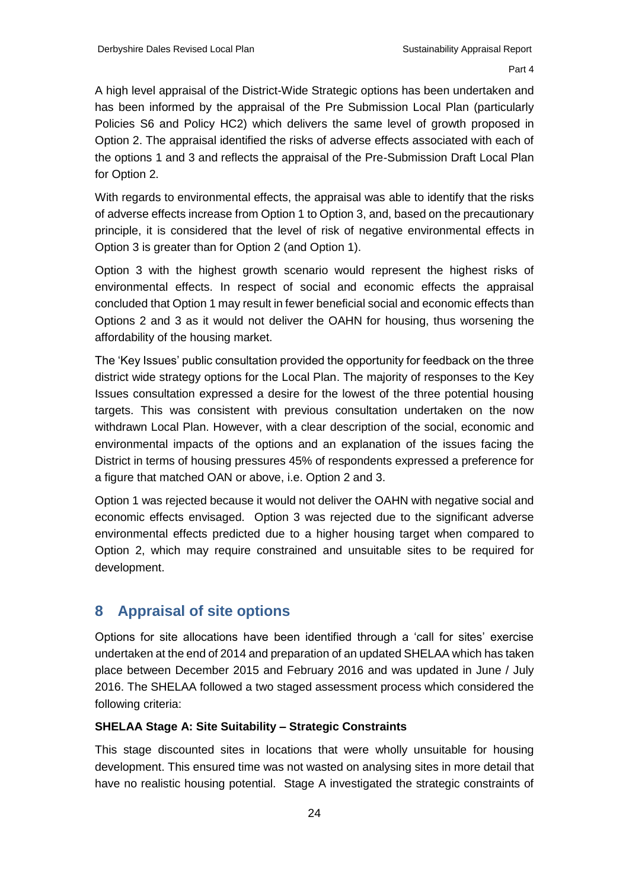A high level appraisal of the District-Wide Strategic options has been undertaken and has been informed by the appraisal of the Pre Submission Local Plan (particularly Policies S6 and Policy HC2) which delivers the same level of growth proposed in Option 2. The appraisal identified the risks of adverse effects associated with each of the options 1 and 3 and reflects the appraisal of the Pre-Submission Draft Local Plan for Option 2.

With regards to environmental effects, the appraisal was able to identify that the risks of adverse effects increase from Option 1 to Option 3, and, based on the precautionary principle, it is considered that the level of risk of negative environmental effects in Option 3 is greater than for Option 2 (and Option 1).

Option 3 with the highest growth scenario would represent the highest risks of environmental effects. In respect of social and economic effects the appraisal concluded that Option 1 may result in fewer beneficial social and economic effects than Options 2 and 3 as it would not deliver the OAHN for housing, thus worsening the affordability of the housing market.

The 'Key Issues' public consultation provided the opportunity for feedback on the three district wide strategy options for the Local Plan. The majority of responses to the Key Issues consultation expressed a desire for the lowest of the three potential housing targets. This was consistent with previous consultation undertaken on the now withdrawn Local Plan. However, with a clear description of the social, economic and environmental impacts of the options and an explanation of the issues facing the District in terms of housing pressures 45% of respondents expressed a preference for a figure that matched OAN or above, i.e. Option 2 and 3.

Option 1 was rejected because it would not deliver the OAHN with negative social and economic effects envisaged. Option 3 was rejected due to the significant adverse environmental effects predicted due to a higher housing target when compared to Option 2, which may require constrained and unsuitable sites to be required for development.

## 8 Appraisal of site options

Options for site allocations have been identified through a 'call for sites' exercise undertaken at the end of 2014 and preparation of an updated SHELAA which has taken place between December 2015 and February 2016 and was updated in June / July 2016. The SHELAA followed a two staged assessment process which considered the following criteria:

**SHELAA Stage A: Site Suitability – Strategic Constraints**

This stage discounted sites in locations that were wholly unsuitable for housing development. This ensured time was not wasted on analysing sites in more detail that have no realistic housing potential. Stage A investigated the strategic constraints of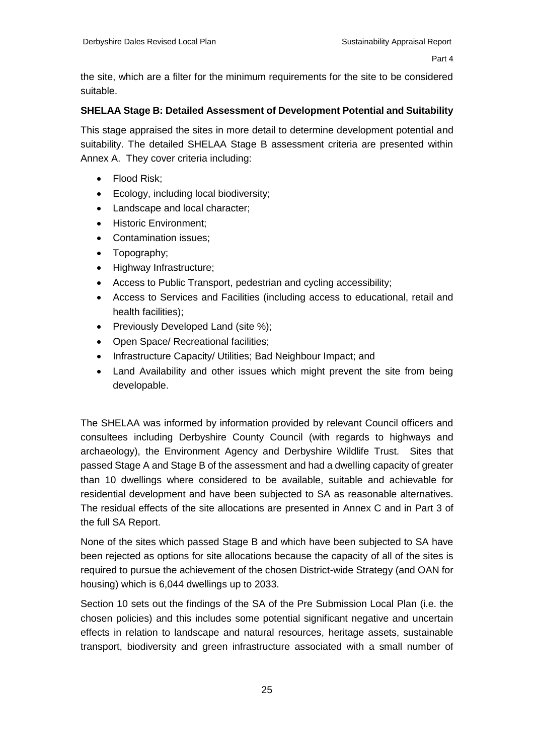the site, which are a filter for the minimum requirements for the site to be considered suitable.

**SHELAA Stage B: Detailed Assessment of Development Potential and Suitability**

This stage appraised the sites in more detail to determine development potential and suitability. The detailed SHELAA Stage B assessment criteria are presented within Annex A. They cover criteria including:

- Flood Risk;
- Ecology, including local biodiversity;
- Landscape and local character;
- Historic Environment;
- Contamination issues;
- Topography;
- Highway Infrastructure;
- Access to Public Transport, pedestrian and cycling accessibility;
- Access to Services and Facilities (including access to educational, retail and health facilities);
- Previously Developed Land (site %);
- Open Space/ Recreational facilities;
- Infrastructure Capacity/ Utilities; Bad Neighbour Impact; and
- Land Availability and other issues which might prevent the site from being developable.

The SHELAA was informed by information provided by relevant Council officers and consultees including Derbyshire County Council (with regards to highways and archaeology), the Environment Agency and Derbyshire Wildlife Trust. Sites that passed Stage A and Stage B of the assessment and had a dwelling capacity of greater than 10 dwellings where considered to be available, suitable and achievable for residential development and have been subjected to SA as reasonable alternatives. The residual effects of the site allocations are presented in Annex C and in Part 3 of the full SA Report.

None of the sites which passed Stage B and which have been subjected to SA have been rejected as options for site allocations because the capacity of all of the sites is required to pursue the achievement of the chosen District-wide Strategy (and OAN for housing) which is 6,044 dwellings up to 2033.

Section 10 sets out the findings of the SA of the Pre Submission Local Plan (i.e. the chosen policies) and this includes some potential significant negative and uncertain effects in relation to landscape and natural resources, heritage assets, sustainable transport, biodiversity and green infrastructure associated with a small number of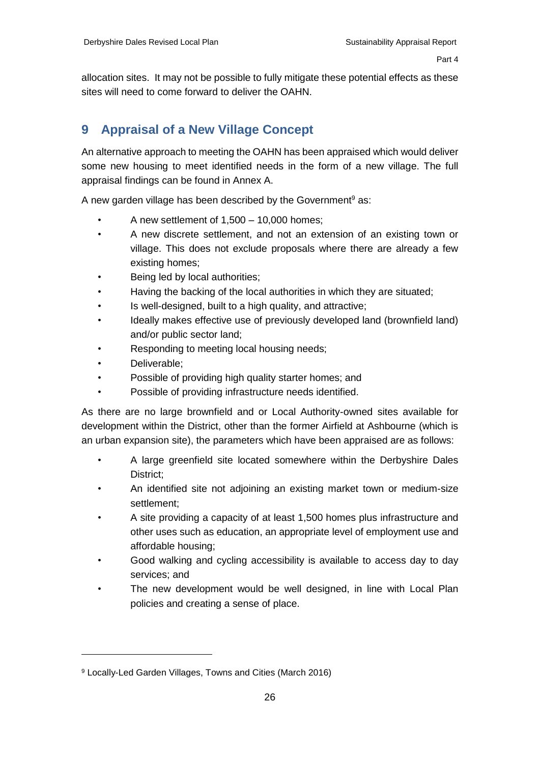allocation sites. It may not be possible to fully mitigate these potential effects as these sites will need to come forward to deliver the OAHN.

## 9 Appraisal of a New Village Concept

An alternative approach to meeting the OAHN has been appraised which would deliver some new housing to meet identified needs in the form of a new village. The full appraisal findings can be found in Annex A.

A new garden village has been described by the Government[9] as:

- A new settlement of 1,500 – 10,000 homes;
- A new discrete settlement, and not an extension of an existing town or village. This does not exclude proposals where there are already a few existing homes;
- Being led by local authorities;
- Having the backing of the local authorities in which they are situated;
- Is well-designed, built to a high quality, and attractive;
- Ideally makes effective use of previously developed land (brownfield land) and/or public sector land;
- Responding to meeting local housing needs;
- Deliverable;
- Possible of providing high quality starter homes; and
- Possible of providing infrastructure needs identified.

As there are no large brownfield and or Local Authority-owned sites available for development within the District, other than the former Airfield at Ashbourne (which is an urban expansion site), the parameters which have been appraised are as follows:

- A large greenfield site located somewhere within the Derbyshire Dales District;
- An identified site not adjoining an existing market town or medium-size settlement;
- A site providing a capacity of at least 1,500 homes plus infrastructure and other uses such as education, an appropriate level of employment use and affordable housing;
- Good walking and cycling accessibility is available to access day to day services; and
- The new development would be well designed, in line with Local Plan policies and creating a sense of place.

---

[9] Locally-Led Garden Villages, Towns and Cities (March 2016)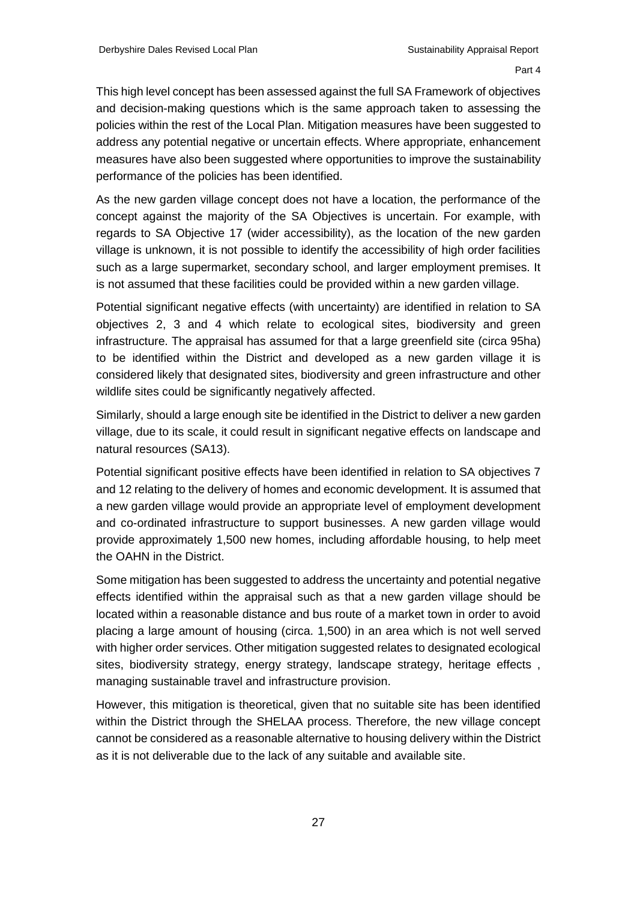This high level concept has been assessed against the full SA Framework of objectives and decision-making questions which is the same approach taken to assessing the policies within the rest of the Local Plan. Mitigation measures have been suggested to address any potential negative or uncertain effects. Where appropriate, enhancement measures have also been suggested where opportunities to improve the sustainability performance of the policies has been identified.

As the new garden village concept does not have a location, the performance of the concept against the majority of the SA Objectives is uncertain. For example, with regards to SA Objective 17 (wider accessibility), as the location of the new garden village is unknown, it is not possible to identify the accessibility of high order facilities such as a large supermarket, secondary school, and larger employment premises. It is not assumed that these facilities could be provided within a new garden village.

Potential significant negative effects (with uncertainty) are identified in relation to SA objectives 2, 3 and 4 which relate to ecological sites, biodiversity and green infrastructure. The appraisal has assumed for that a large greenfield site (circa 95ha) to be identified within the District and developed as a new garden village it is considered likely that designated sites, biodiversity and green infrastructure and other wildlife sites could be significantly negatively affected.

Similarly, should a large enough site be identified in the District to deliver a new garden village, due to its scale, it could result in significant negative effects on landscape and natural resources (SA13).

Potential significant positive effects have been identified in relation to SA objectives 7 and 12 relating to the delivery of homes and economic development. It is assumed that a new garden village would provide an appropriate level of employment development and co-ordinated infrastructure to support businesses. A new garden village would provide approximately 1,500 new homes, including affordable housing, to help meet the OAHN in the District.

Some mitigation has been suggested to address the uncertainty and potential negative effects identified within the appraisal such as that a new garden village should be located within a reasonable distance and bus route of a market town in order to avoid placing a large amount of housing (circa. 1,500) in an area which is not well served with higher order services. Other mitigation suggested relates to designated ecological sites, biodiversity strategy, energy strategy, landscape strategy, heritage effects , managing sustainable travel and infrastructure provision.

However, this mitigation is theoretical, given that no suitable site has been identified within the District through the SHELAA process. Therefore, the new village concept cannot be considered as a reasonable alternative to housing delivery within the District as it is not deliverable due to the lack of any suitable and available site.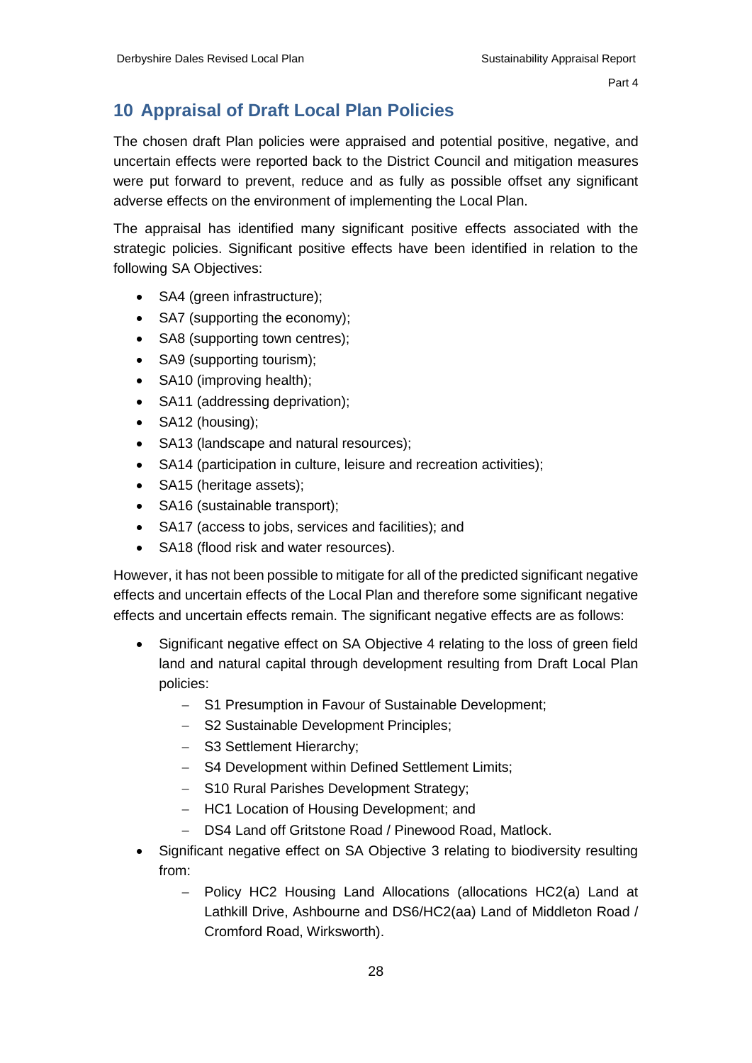## 10 Appraisal of Draft Local Plan Policies

The chosen draft Plan policies were appraised and potential positive, negative, and uncertain effects were reported back to the District Council and mitigation measures were put forward to prevent, reduce and as fully as possible offset any significant adverse effects on the environment of implementing the Local Plan.

The appraisal has identified many significant positive effects associated with the strategic policies. Significant positive effects have been identified in relation to the following SA Objectives:

- SA4 (green infrastructure);
- SA7 (supporting the economy);
- SA8 (supporting town centres);
- SA9 (supporting tourism);
- SA10 (improving health);
- SA11 (addressing deprivation);
- SA12 (housing);
- SA13 (landscape and natural resources);
- SA14 (participation in culture, leisure and recreation activities);
- SA15 (heritage assets);
- SA16 (sustainable transport);
- SA17 (access to jobs, services and facilities); and
- SA18 (flood risk and water resources).

However, it has not been possible to mitigate for all of the predicted significant negative effects and uncertain effects of the Local Plan and therefore some significant negative effects and uncertain effects remain. The significant negative effects are as follows:

- Significant negative effect on SA Objective 4 relating to the loss of green field land and natural capital through development resulting from Draft Local Plan policies:
  - S1 Presumption in Favour of Sustainable Development;
  - S2 Sustainable Development Principles;
  - S3 Settlement Hierarchy;
  - S4 Development within Defined Settlement Limits;
  - S10 Rural Parishes Development Strategy;
  - HC1 Location of Housing Development; and
  - DS4 Land off Gritstone Road / Pinewood Road, Matlock.
- Significant negative effect on SA Objective 3 relating to biodiversity resulting from:
  - Policy HC2 Housing Land Allocations (allocations HC2(a) Land at Lathkill Drive, Ashbourne and DS6/HC2(aa) Land of Middleton Road / Cromford Road, Wirksworth).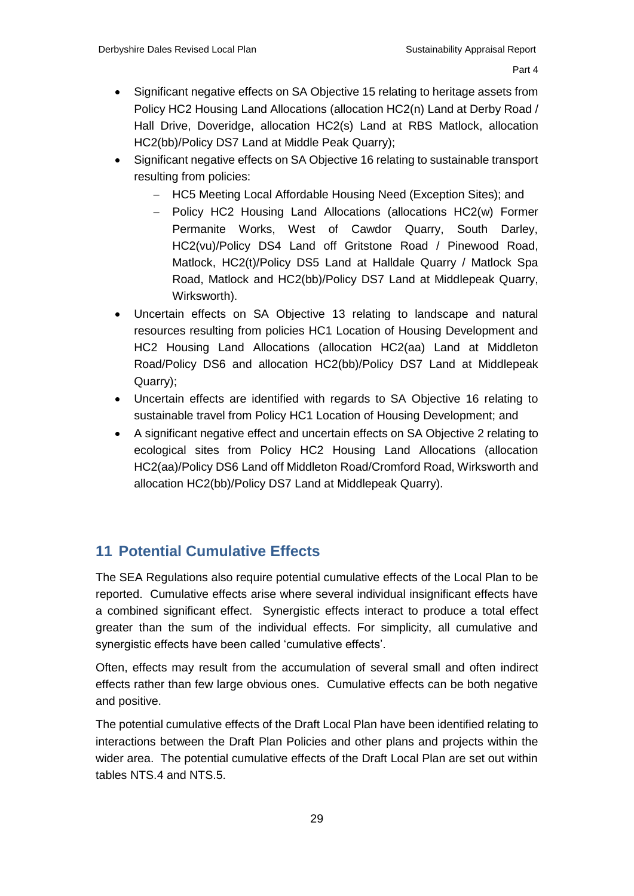- Significant negative effects on SA Objective 15 relating to heritage assets from Policy HC2 Housing Land Allocations (allocation HC2(n) Land at Derby Road / Hall Drive, Doveridge, allocation HC2(s) Land at RBS Matlock, allocation HC2(bb)/Policy DS7 Land at Middle Peak Quarry);
- Significant negative effects on SA Objective 16 relating to sustainable transport resulting from policies:
  - HC5 Meeting Local Affordable Housing Need (Exception Sites); and
  - Policy HC2 Housing Land Allocations (allocations HC2(w) Former Permanite Works, West of Cawdor Quarry, South Darley, HC2(vu)/Policy DS4 Land off Gritstone Road / Pinewood Road, Matlock, HC2(t)/Policy DS5 Land at Halldale Quarry / Matlock Spa Road, Matlock and HC2(bb)/Policy DS7 Land at Middlepeak Quarry, Wirksworth).
- Uncertain effects on SA Objective 13 relating to landscape and natural resources resulting from policies HC1 Location of Housing Development and HC2 Housing Land Allocations (allocation HC2(aa) Land at Middleton Road/Policy DS6 and allocation HC2(bb)/Policy DS7 Land at Middlepeak Quarry);
- Uncertain effects are identified with regards to SA Objective 16 relating to sustainable travel from Policy HC1 Location of Housing Development; and
- A significant negative effect and uncertain effects on SA Objective 2 relating to ecological sites from Policy HC2 Housing Land Allocations (allocation HC2(aa)/Policy DS6 Land off Middleton Road/Cromford Road, Wirksworth and allocation HC2(bb)/Policy DS7 Land at Middlepeak Quarry).

## 11 Potential Cumulative Effects

The SEA Regulations also require potential cumulative effects of the Local Plan to be reported. Cumulative effects arise where several individual insignificant effects have a combined significant effect. Synergistic effects interact to produce a total effect greater than the sum of the individual effects. For simplicity, all cumulative and synergistic effects have been called 'cumulative effects'.

Often, effects may result from the accumulation of several small and often indirect effects rather than few large obvious ones. Cumulative effects can be both negative and positive.

The potential cumulative effects of the Draft Local Plan have been identified relating to interactions between the Draft Plan Policies and other plans and projects within the wider area. The potential cumulative effects of the Draft Local Plan are set out within tables NTS.4 and NTS.5.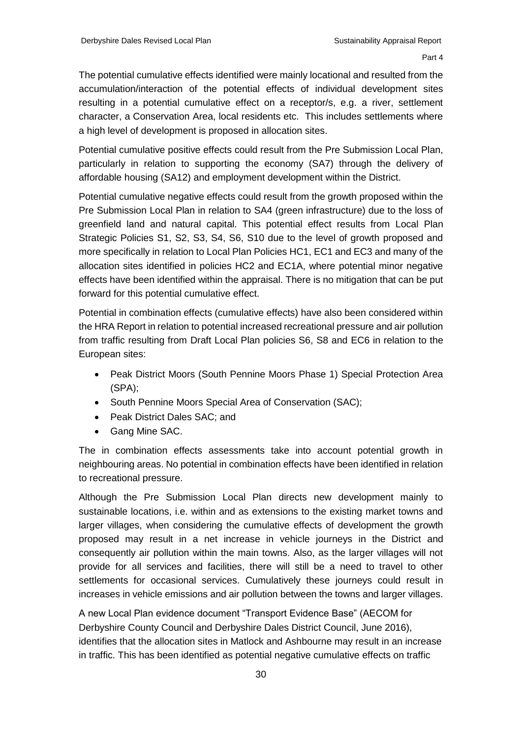The potential cumulative effects identified were mainly locational and resulted from the accumulation/interaction of the potential effects of individual development sites resulting in a potential cumulative effect on a receptor/s, e.g. a river, settlement character, a Conservation Area, local residents etc. This includes settlements where a high level of development is proposed in allocation sites.

Potential cumulative positive effects could result from the Pre Submission Local Plan, particularly in relation to supporting the economy (SA7) through the delivery of affordable housing (SA12) and employment development within the District.

Potential cumulative negative effects could result from the growth proposed within the Pre Submission Local Plan in relation to SA4 (green infrastructure) due to the loss of greenfield land and natural capital. This potential effect results from Local Plan Strategic Policies S1, S2, S3, S4, S6, S10 due to the level of growth proposed and more specifically in relation to Local Plan Policies HC1, EC1 and EC3 and many of the allocation sites identified in policies HC2 and EC1A, where potential minor negative effects have been identified within the appraisal. There is no mitigation that can be put forward for this potential cumulative effect.

Potential in combination effects (cumulative effects) have also been considered within the HRA Report in relation to potential increased recreational pressure and air pollution from traffic resulting from Draft Local Plan policies S6, S8 and EC6 in relation to the European sites:

- Peak District Moors (South Pennine Moors Phase 1) Special Protection Area (SPA);
- South Pennine Moors Special Area of Conservation (SAC);
- Peak District Dales SAC; and
- Gang Mine SAC.

The in combination effects assessments take into account potential growth in neighbouring areas. No potential in combination effects have been identified in relation to recreational pressure.

Although the Pre Submission Local Plan directs new development mainly to sustainable locations, i.e. within and as extensions to the existing market towns and larger villages, when considering the cumulative effects of development the growth proposed may result in a net increase in vehicle journeys in the District and consequently air pollution within the main towns. Also, as the larger villages will not provide for all services and facilities, there will still be a need to travel to other settlements for occasional services. Cumulatively these journeys could result in increases in vehicle emissions and air pollution between the towns and larger villages.

A new Local Plan evidence document "Transport Evidence Base" (AECOM for Derbyshire County Council and Derbyshire Dales District Council, June 2016), identifies that the allocation sites in Matlock and Ashbourne may result in an increase in traffic. This has been identified as potential negative cumulative effects on traffic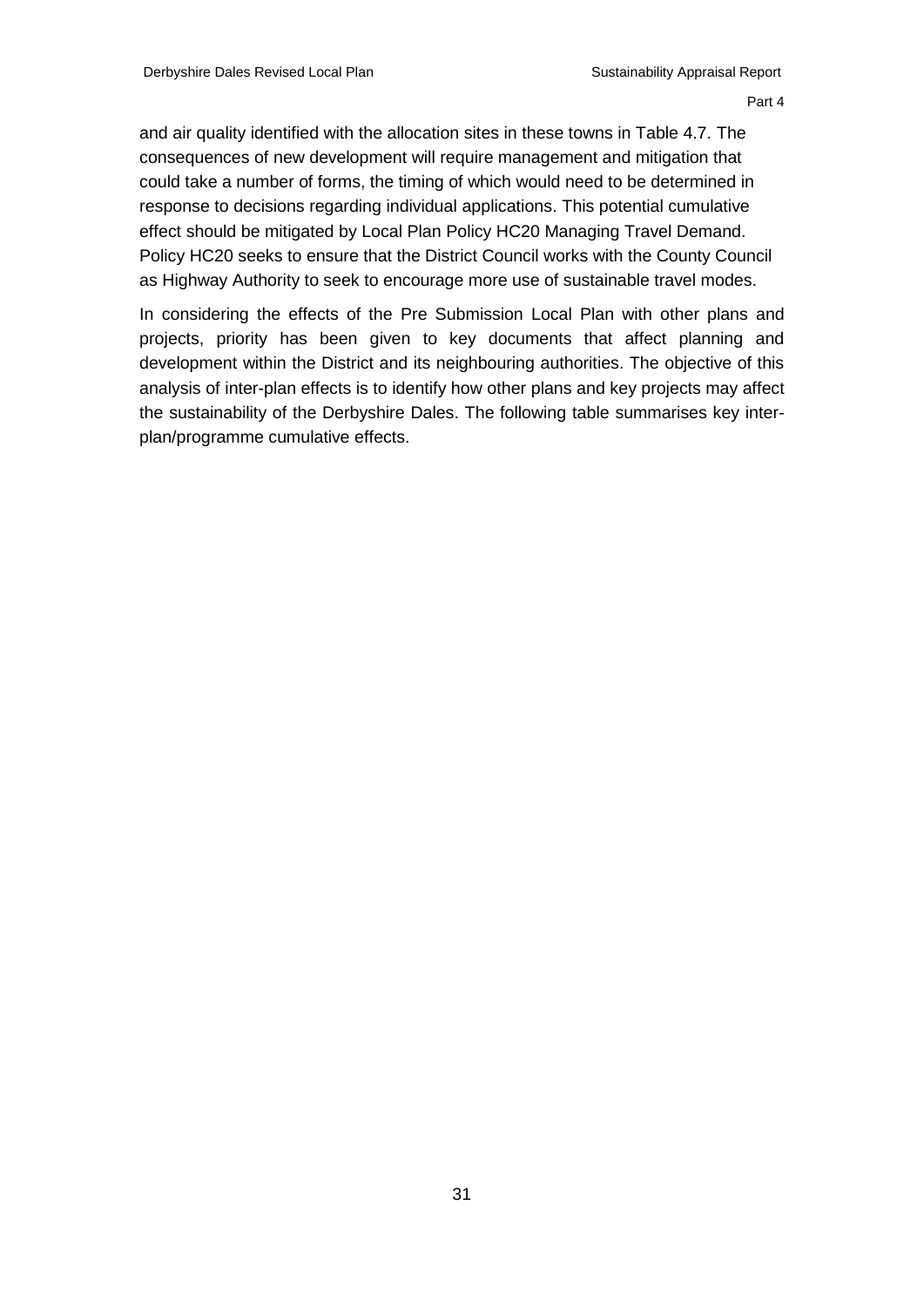and air quality identified with the allocation sites in these towns in Table 4.7. The consequences of new development will require management and mitigation that could take a number of forms, the timing of which would need to be determined in response to decisions regarding individual applications. This potential cumulative effect should be mitigated by Local Plan Policy HC20 Managing Travel Demand. Policy HC20 seeks to ensure that the District Council works with the County Council as Highway Authority to seek to encourage more use of sustainable travel modes.

In considering the effects of the Pre Submission Local Plan with other plans and projects, priority has been given to key documents that affect planning and development within the District and its neighbouring authorities. The objective of this analysis of inter-plan effects is to identify how other plans and key projects may affect the sustainability of the Derbyshire Dales. The following table summarises key inter-plan/programme cumulative effects.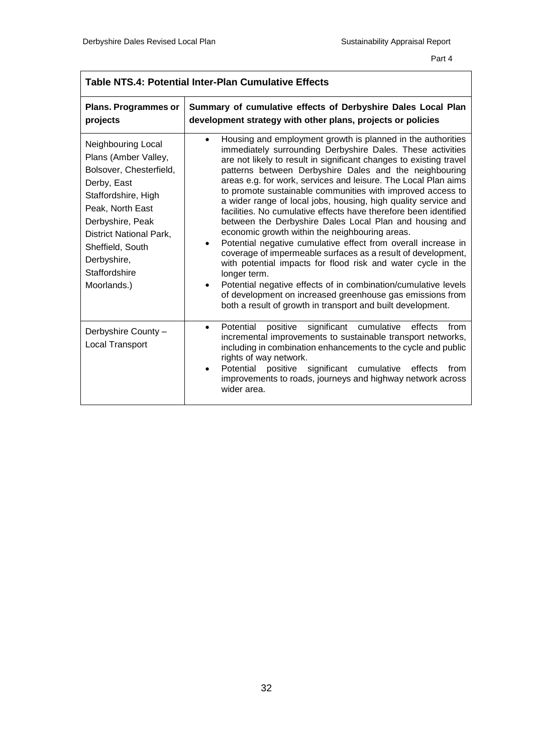| Table NTS.4: Potential Inter-Plan Cumulative Effects | |
|---|---|
| **Plans. Programmes or projects** | **Summary of cumulative effects of Derbyshire Dales Local Plan development strategy with other plans, projects or policies** |
| Neighbouring Local Plans (Amber Valley, Bolsover, Chesterfield, Derby, East Staffordshire, High Peak, North East Derbyshire, Peak District National Park, Sheffield, South Derbyshire, Staffordshire Moorlands.) | • Housing and employment growth is planned in the authorities immediately surrounding Derbyshire Dales. These activities are not likely to result in significant changes to existing travel patterns between Derbyshire Dales and the neighbouring areas e.g. for work, services and leisure. The Local Plan aims to promote sustainable communities with improved access to a wider range of local jobs, housing, high quality service and facilities. No cumulative effects have therefore been identified between the Derbyshire Dales Local Plan and housing and economic growth within the neighbouring areas. <br> • Potential negative cumulative effect from overall increase in coverage of impermeable surfaces as a result of development, with potential impacts for flood risk and water cycle in the longer term. <br> • Potential negative effects of in combination/cumulative levels of development on increased greenhouse gas emissions from both a result of growth in transport and built development. |
| Derbyshire County – Local Transport | • Potential positive significant cumulative effects from incremental improvements to sustainable transport networks, including in combination enhancements to the cycle and public rights of way network. <br> • Potential positive significant cumulative effects from improvements to roads, journeys and highway network across wider area. |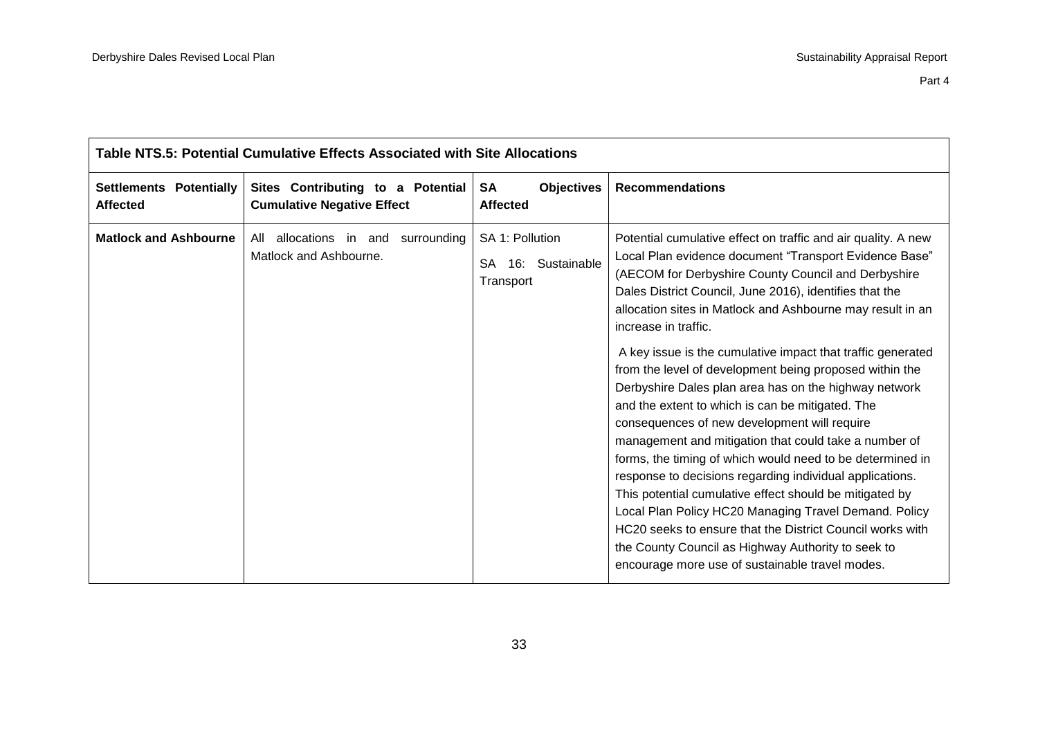| Table NTS.5: Potential Cumulative Effects Associated with Site Allocations | | | |
|---|---|---|---|
| **Settlements Potentially Affected** | **Sites Contributing to a Potential Cumulative Negative Effect** | **SA Objectives Affected** | **Recommendations** |
| **Matlock and Ashbourne** | All allocations in and surrounding Matlock and Ashbourne. | SA 1: Pollution<br>SA 16: Sustainable Transport | Potential cumulative effect on traffic and air quality. A new Local Plan evidence document "Transport Evidence Base" (AECOM for Derbyshire County Council and Derbyshire Dales District Council, June 2016), identifies that the allocation sites in Matlock and Ashbourne may result in an increase in traffic.<br><br>A key issue is the cumulative impact that traffic generated from the level of development being proposed within the Derbyshire Dales plan area has on the highway network and the extent to which is can be mitigated. The consequences of new development will require management and mitigation that could take a number of forms, the timing of which would need to be determined in response to decisions regarding individual applications. This potential cumulative effect should be mitigated by Local Plan Policy HC20 Managing Travel Demand. Policy HC20 seeks to ensure that the District Council works with the County Council as Highway Authority to seek to encourage more use of sustainable travel modes. |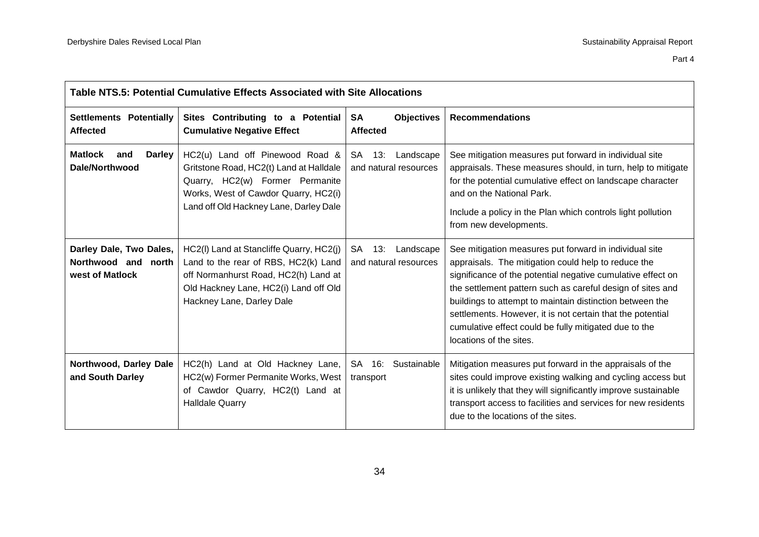| Table NTS.5: Potential Cumulative Effects Associated with Site Allocations | | | |
|---|---|---|---|
| **Settlements Potentially Affected** | **Sites Contributing to a Potential Cumulative Negative Effect** | **SA Objectives Affected** | **Recommendations** |
| **Matlock and Darley Dale/Northwood** | HC2(u) Land off Pinewood Road & Gritstone Road, HC2(t) Land at Halldale Quarry, HC2(w) Former Permanite Works, West of Cawdor Quarry, HC2(i) Land off Old Hackney Lane, Darley Dale | SA 13: Landscape and natural resources | See mitigation measures put forward in individual site appraisals. These measures should, in turn, help to mitigate for the potential cumulative effect on landscape character and on the National Park. <br><br> Include a policy in the Plan which controls light pollution from new developments. |
| **Darley Dale, Two Dales, Northwood and north west of Matlock** | HC2(l) Land at Stancliffe Quarry, HC2(j) Land to the rear of RBS, HC2(k) Land off Normanhurst Road, HC2(h) Land at Old Hackney Lane, HC2(i) Land off Old Hackney Lane, Darley Dale | SA 13: Landscape and natural resources | See mitigation measures put forward in individual site appraisals. The mitigation could help to reduce the significance of the potential negative cumulative effect on the settlement pattern such as careful design of sites and buildings to attempt to maintain distinction between the settlements. However, it is not certain that the potential cumulative effect could be fully mitigated due to the locations of the sites. |
| **Northwood, Darley Dale and South Darley** | HC2(h) Land at Old Hackney Lane, HC2(w) Former Permanite Works, West of Cawdor Quarry, HC2(t) Land at Halldale Quarry | SA 16: Sustainable transport | Mitigation measures put forward in the appraisals of the sites could improve existing walking and cycling access but it is unlikely that they will significantly improve sustainable transport access to facilities and services for new residents due to the locations of the sites. |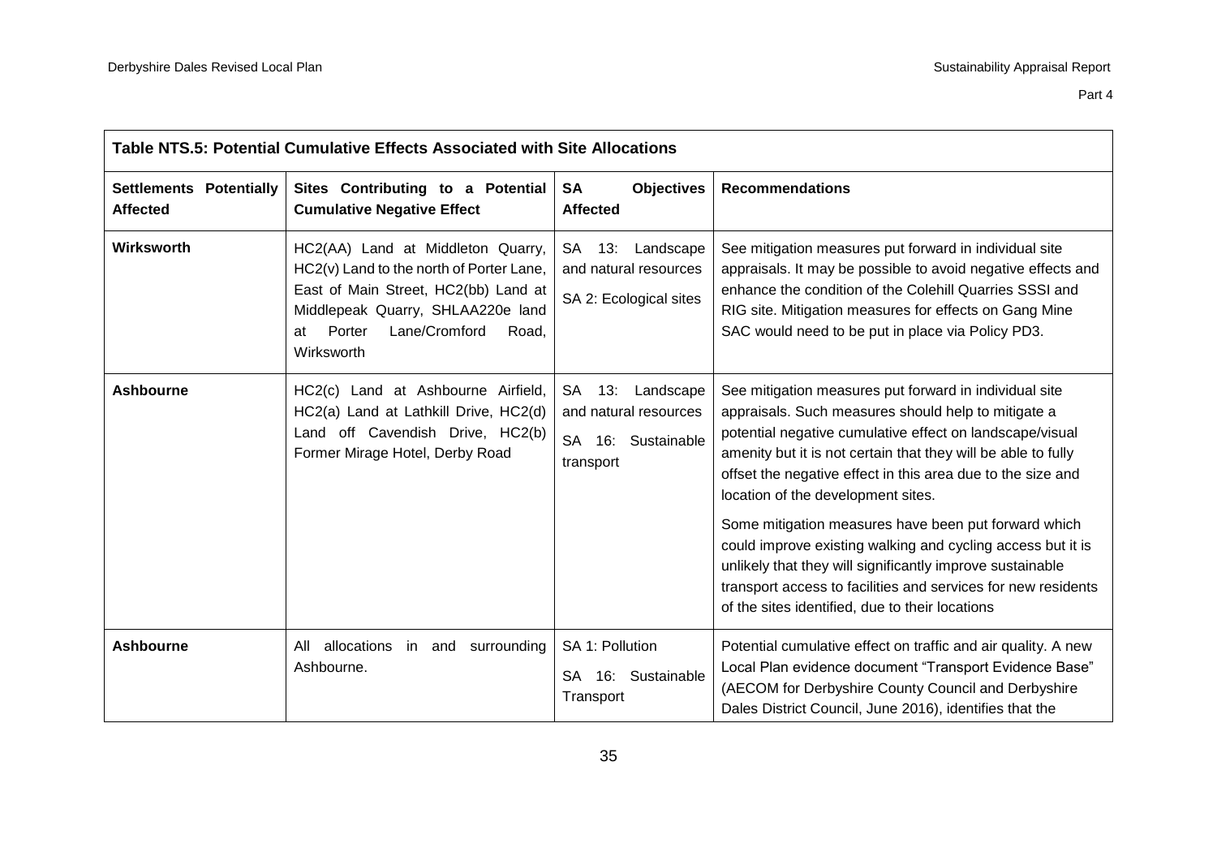| Table NTS.5: Potential Cumulative Effects Associated with Site Allocations | | | |
|---|---|---|---|
| **Settlements Potentially Affected** | **Sites Contributing to a Potential Cumulative Negative Effect** | **SA Objectives Affected** | **Recommendations** |
| **Wirksworth** | HC2(AA) Land at Middleton Quarry, HC2(v) Land to the north of Porter Lane, East of Main Street, HC2(bb) Land at Middlepeak Quarry, SHLAA220e land at Porter Lane/Cromford Road, Wirksworth | SA 13: Landscape and natural resources<br><br>SA 2: Ecological sites | See mitigation measures put forward in individual site appraisals. It may be possible to avoid negative effects and enhance the condition of the Colehill Quarries SSSI and RIG site. Mitigation measures for effects on Gang Mine SAC would need to be put in place via Policy PD3. |
| **Ashbourne** | HC2(c) Land at Ashbourne Airfield, HC2(a) Land at Lathkill Drive, HC2(d) Land off Cavendish Drive, HC2(b) Former Mirage Hotel, Derby Road | SA 13: Landscape and natural resources<br><br>SA 16: Sustainable transport | See mitigation measures put forward in individual site appraisals. Such measures should help to mitigate a potential negative cumulative effect on landscape/visual amenity but it is not certain that they will be able to fully offset the negative effect in this area due to the size and location of the development sites.<br><br>Some mitigation measures have been put forward which could improve existing walking and cycling access but it is unlikely that they will significantly improve sustainable transport access to facilities and services for new residents of the sites identified, due to their locations |
| **Ashbourne** | All allocations in and surrounding Ashbourne. | SA 1: Pollution<br><br>SA 16: Sustainable Transport | Potential cumulative effect on traffic and air quality. A new Local Plan evidence document "Transport Evidence Base" (AECOM for Derbyshire County Council and Derbyshire Dales District Council, June 2016), identifies that the |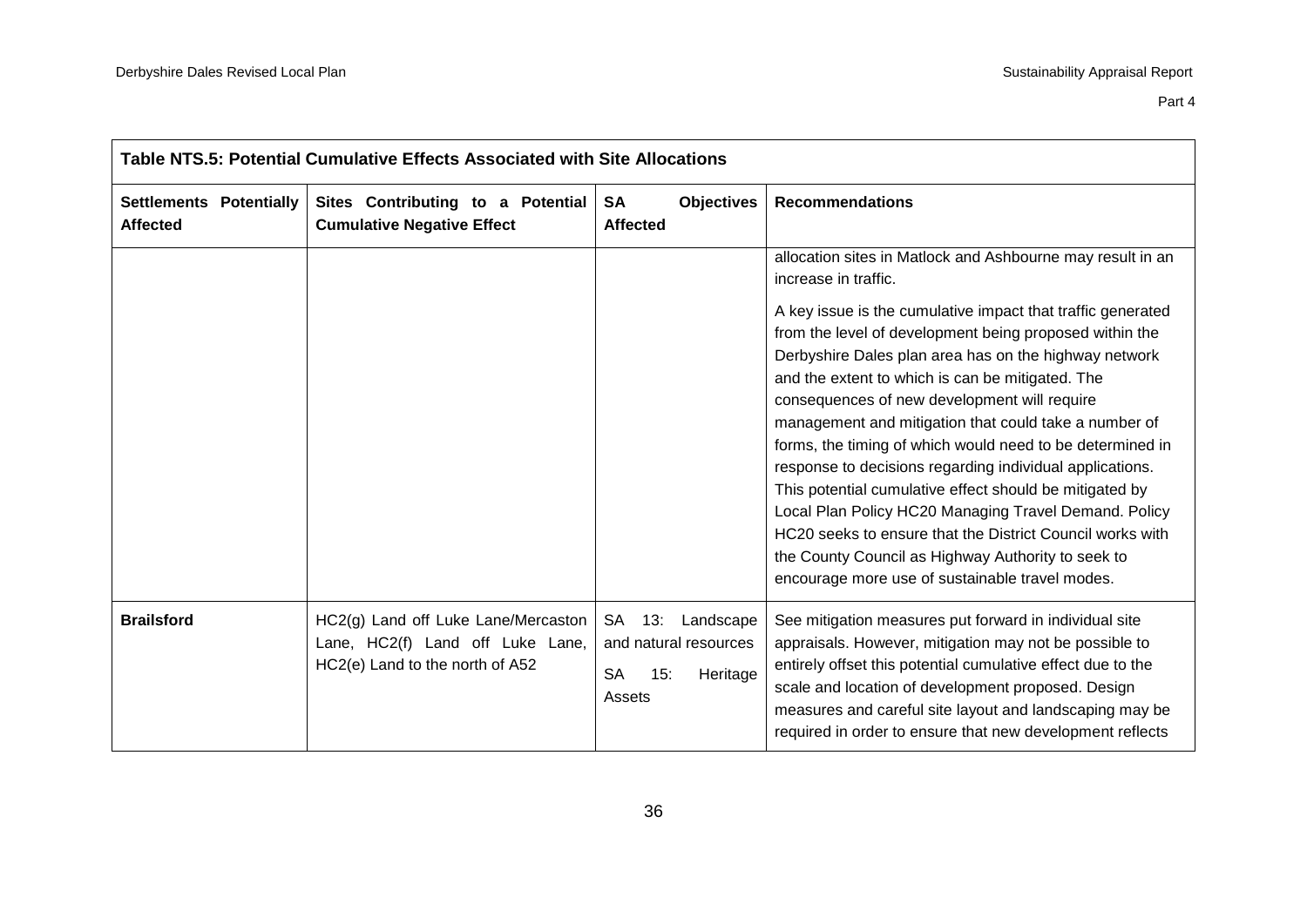| Table NTS.5: Potential Cumulative Effects Associated with Site Allocations | | | |
|---|---|---|---|
| **Settlements Potentially Affected** | **Sites Contributing to a Potential Cumulative Negative Effect** | **SA Objectives Affected** | **Recommendations** |
| | | | allocation sites in Matlock and Ashbourne may result in an increase in traffic.<br><br>A key issue is the cumulative impact that traffic generated from the level of development being proposed within the Derbyshire Dales plan area has on the highway network and the extent to which is can be mitigated. The consequences of new development will require management and mitigation that could take a number of forms, the timing of which would need to be determined in response to decisions regarding individual applications. This potential cumulative effect should be mitigated by Local Plan Policy HC20 Managing Travel Demand. Policy HC20 seeks to ensure that the District Council works with the County Council as Highway Authority to seek to encourage more use of sustainable travel modes. |
| **Brailsford** | HC2(g) Land off Luke Lane/Mercaston Lane, HC2(f) Land off Luke Lane, HC2(e) Land to the north of A52 | SA 13: Landscape and natural resources<br><br>SA 15: Heritage Assets | See mitigation measures put forward in individual site appraisals. However, mitigation may not be possible to entirely offset this potential cumulative effect due to the scale and location of development proposed. Design measures and careful site layout and landscaping may be required in order to ensure that new development reflects |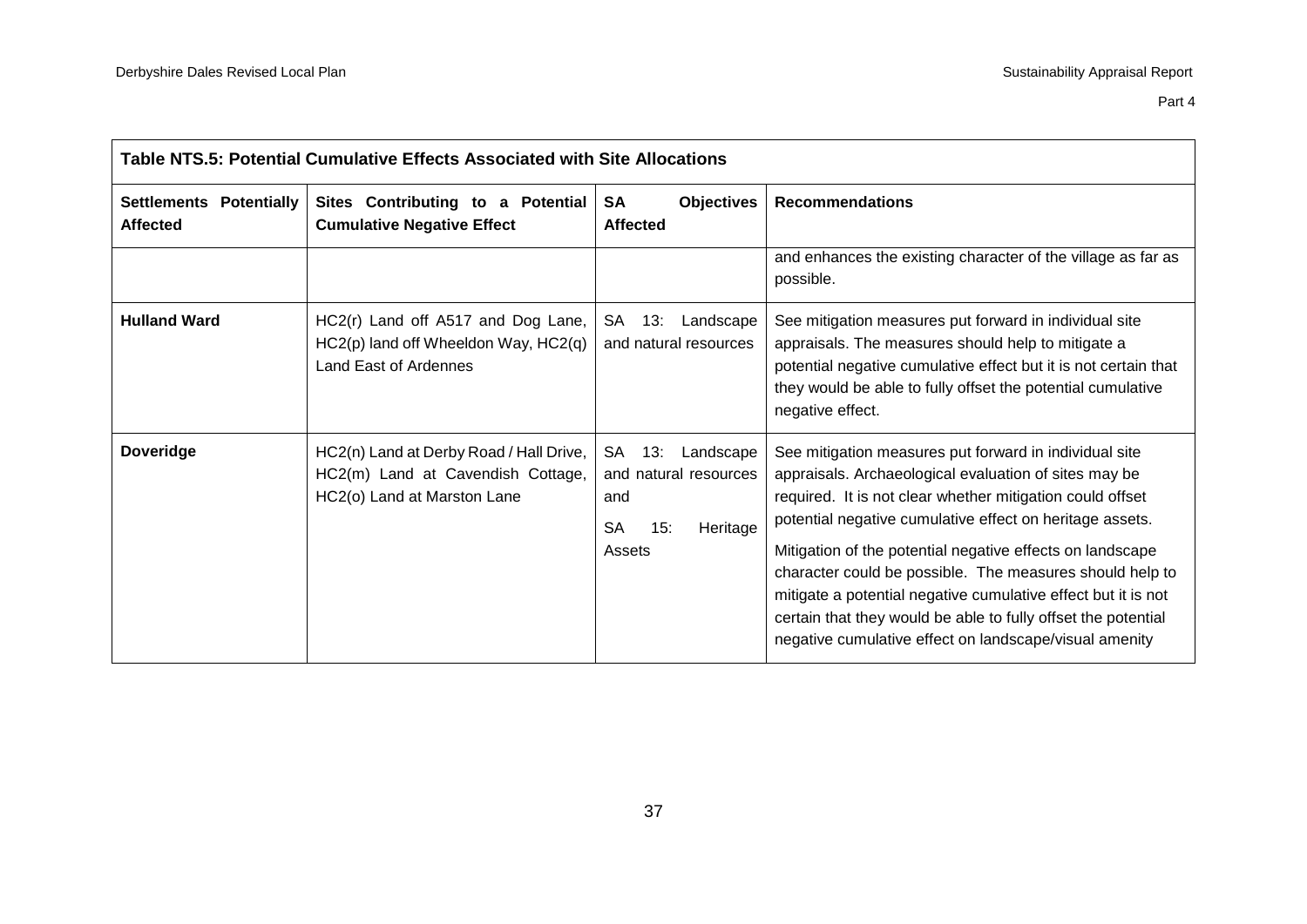| Table NTS.5: Potential Cumulative Effects Associated with Site Allocations | | | |
|---|---|---|---|
| **Settlements Potentially Affected** | **Sites Contributing to a Potential Cumulative Negative Effect** | **SA Objectives Affected** | **Recommendations** |
| | | | and enhances the existing character of the village as far as possible. |
| **Hulland Ward** | HC2(r) Land off A517 and Dog Lane, HC2(p) land off Wheeldon Way, HC2(q) Land East of Ardennes | SA 13: Landscape and natural resources | See mitigation measures put forward in individual site appraisals. The measures should help to mitigate a potential negative cumulative effect but it is not certain that they would be able to fully offset the potential cumulative negative effect. |
| **Doveridge** | HC2(n) Land at Derby Road / Hall Drive, HC2(m) Land at Cavendish Cottage, HC2(o) Land at Marston Lane | SA 13: Landscape and natural resources and SA 15: Heritage Assets | See mitigation measures put forward in individual site appraisals. Archaeological evaluation of sites may be required. It is not clear whether mitigation could offset potential negative cumulative effect on heritage assets. Mitigation of the potential negative effects on landscape character could be possible. The measures should help to mitigate a potential negative cumulative effect but it is not certain that they would be able to fully offset the potential negative cumulative effect on landscape/visual amenity |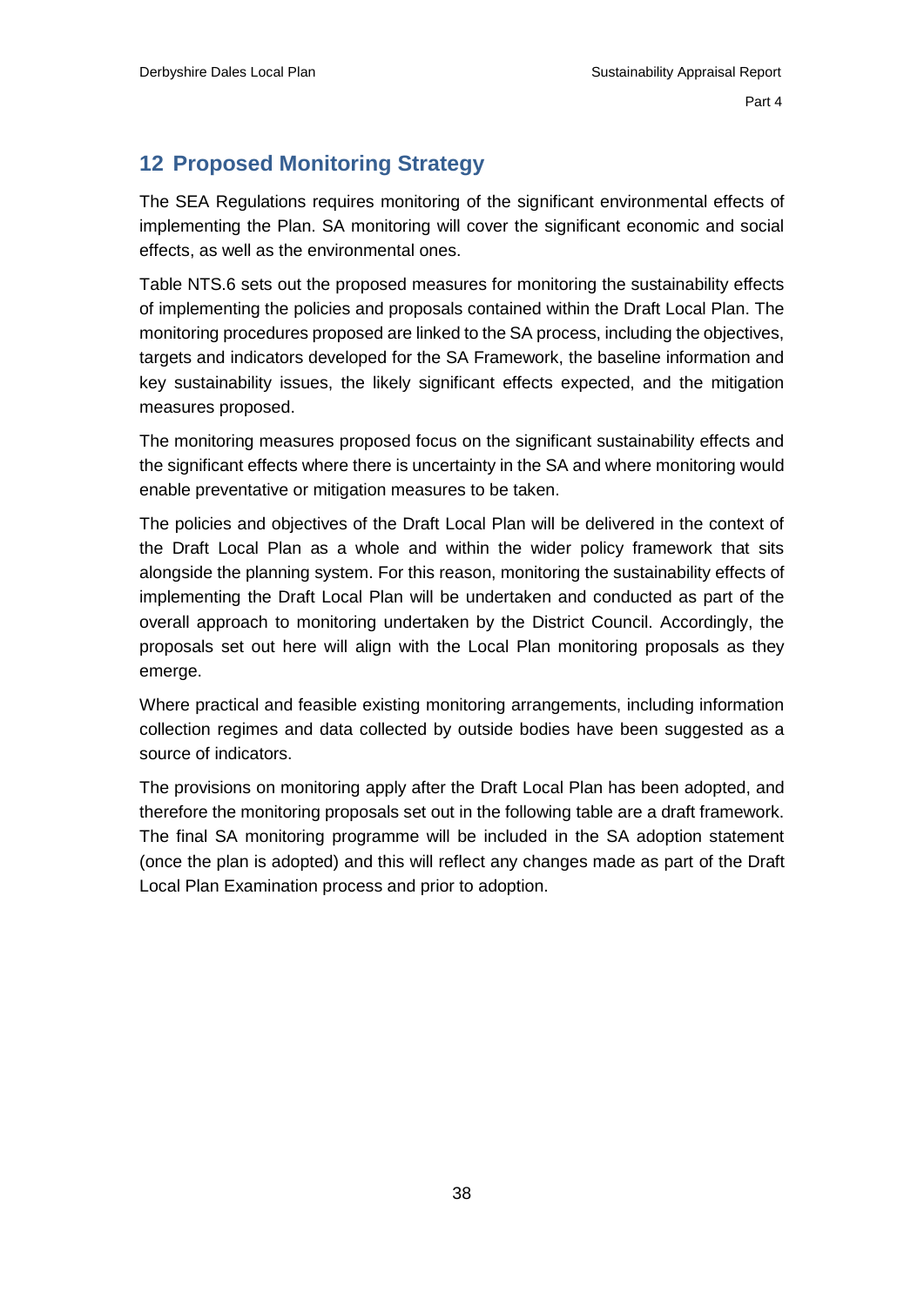## 12 Proposed Monitoring Strategy

The SEA Regulations requires monitoring of the significant environmental effects of implementing the Plan. SA monitoring will cover the significant economic and social effects, as well as the environmental ones.

Table NTS.6 sets out the proposed measures for monitoring the sustainability effects of implementing the policies and proposals contained within the Draft Local Plan. The monitoring procedures proposed are linked to the SA process, including the objectives, targets and indicators developed for the SA Framework, the baseline information and key sustainability issues, the likely significant effects expected, and the mitigation measures proposed.

The monitoring measures proposed focus on the significant sustainability effects and the significant effects where there is uncertainty in the SA and where monitoring would enable preventative or mitigation measures to be taken.

The policies and objectives of the Draft Local Plan will be delivered in the context of the Draft Local Plan as a whole and within the wider policy framework that sits alongside the planning system. For this reason, monitoring the sustainability effects of implementing the Draft Local Plan will be undertaken and conducted as part of the overall approach to monitoring undertaken by the District Council. Accordingly, the proposals set out here will align with the Local Plan monitoring proposals as they emerge.

Where practical and feasible existing monitoring arrangements, including information collection regimes and data collected by outside bodies have been suggested as a source of indicators.

The provisions on monitoring apply after the Draft Local Plan has been adopted, and therefore the monitoring proposals set out in the following table are a draft framework. The final SA monitoring programme will be included in the SA adoption statement (once the plan is adopted) and this will reflect any changes made as part of the Draft Local Plan Examination process and prior to adoption.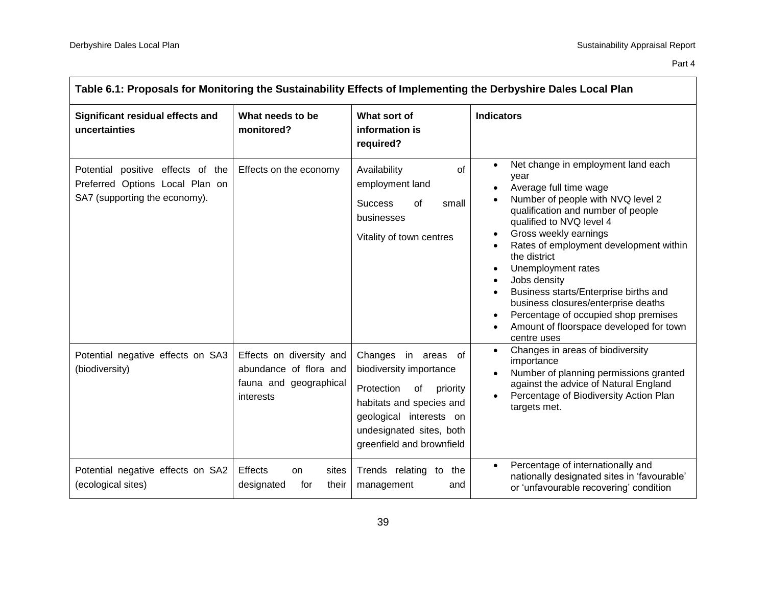| Table 6.1: Proposals for Monitoring the Sustainability Effects of Implementing the Derbyshire Dales Local Plan | | | |
|---|---|---|---|
| **Significant residual effects and uncertainties** | **What needs to be monitored?** | **What sort of information is required?** | **Indicators** |
| Potential positive effects of the Preferred Options Local Plan on SA7 (supporting the economy). | Effects on the economy | Availability of employment land<br><br>Success of small businesses<br><br>Vitality of town centres | • Net change in employment land each year<br>• Average full time wage<br>• Number of people with NVQ level 2 qualification and number of people qualified to NVQ level 4<br>• Gross weekly earnings<br>• Rates of employment development within the district<br>• Unemployment rates<br>• Jobs density<br>• Business starts/Enterprise births and business closures/enterprise deaths<br>• Percentage of occupied shop premises<br>• Amount of floorspace developed for town centre uses |
| Potential negative effects on SA3 (biodiversity) | Effects on diversity and abundance of flora and fauna and geographical interests | Changes in areas of biodiversity importance<br><br>Protection of priority habitats and species and geological interests on undesignated sites, both greenfield and brownfield | • Changes in areas of biodiversity importance<br>• Number of planning permissions granted against the advice of Natural England<br>• Percentage of Biodiversity Action Plan targets met. |
| Potential negative effects on SA2 (ecological sites) | Effects on sites designated for their | Trends relating to the management and | • Percentage of internationally and nationally designated sites in 'favourable' or 'unfavourable recovering' condition |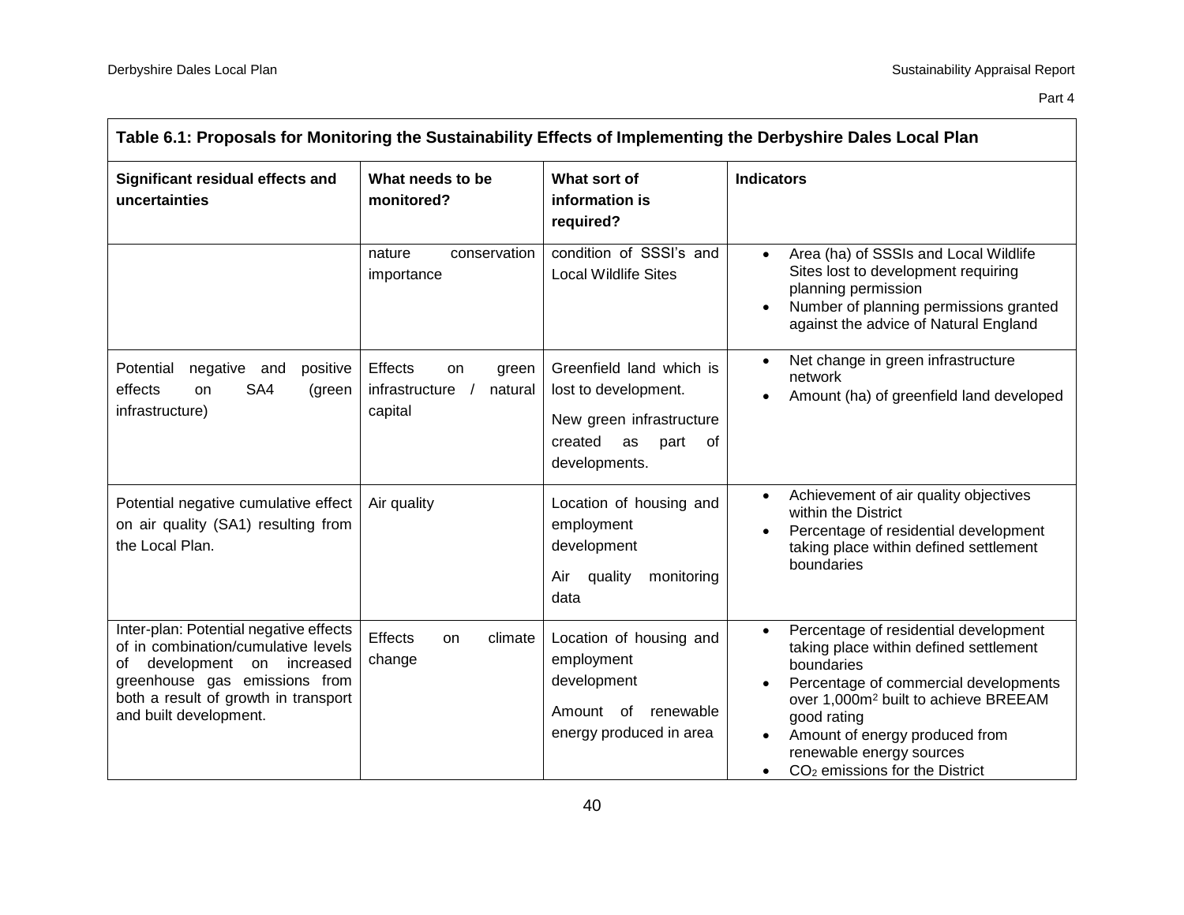| Table 6.1: Proposals for Monitoring the Sustainability Effects of Implementing the Derbyshire Dales Local Plan | | | |
| --- | --- | --- | --- |
| **Significant residual effects and uncertainties** | **What needs to be monitored?** | **What sort of information is required?** | **Indicators** |
| | nature conservation importance | condition of SSSI's and Local Wildlife Sites | • Area (ha) of SSSIs and Local Wildlife Sites lost to development requiring planning permission<br>• Number of planning permissions granted against the advice of Natural England |
| Potential negative and positive effects on SA4 (green infrastructure) | Effects on green infrastructure / natural capital | Greenfield land which is lost to development.<br>New green infrastructure created as part of developments. | • Net change in green infrastructure network<br>• Amount (ha) of greenfield land developed |
| Potential negative cumulative effect on air quality (SA1) resulting from the Local Plan. | Air quality | Location of housing and employment development<br>Air quality monitoring data | • Achievement of air quality objectives within the District<br>• Percentage of residential development taking place within defined settlement boundaries |
| Inter-plan: Potential negative effects of in combination/cumulative levels of development on increased greenhouse gas emissions from both a result of growth in transport and built development. | Effects on climate change | Location of housing and employment development<br>Amount of renewable energy produced in area | • Percentage of residential development taking place within defined settlement boundaries<br>• Percentage of commercial developments over 1,000m$^2$ built to achieve BREEAM good rating<br>• Amount of energy produced from renewable energy sources<br>• $CO_2$ emissions for the District |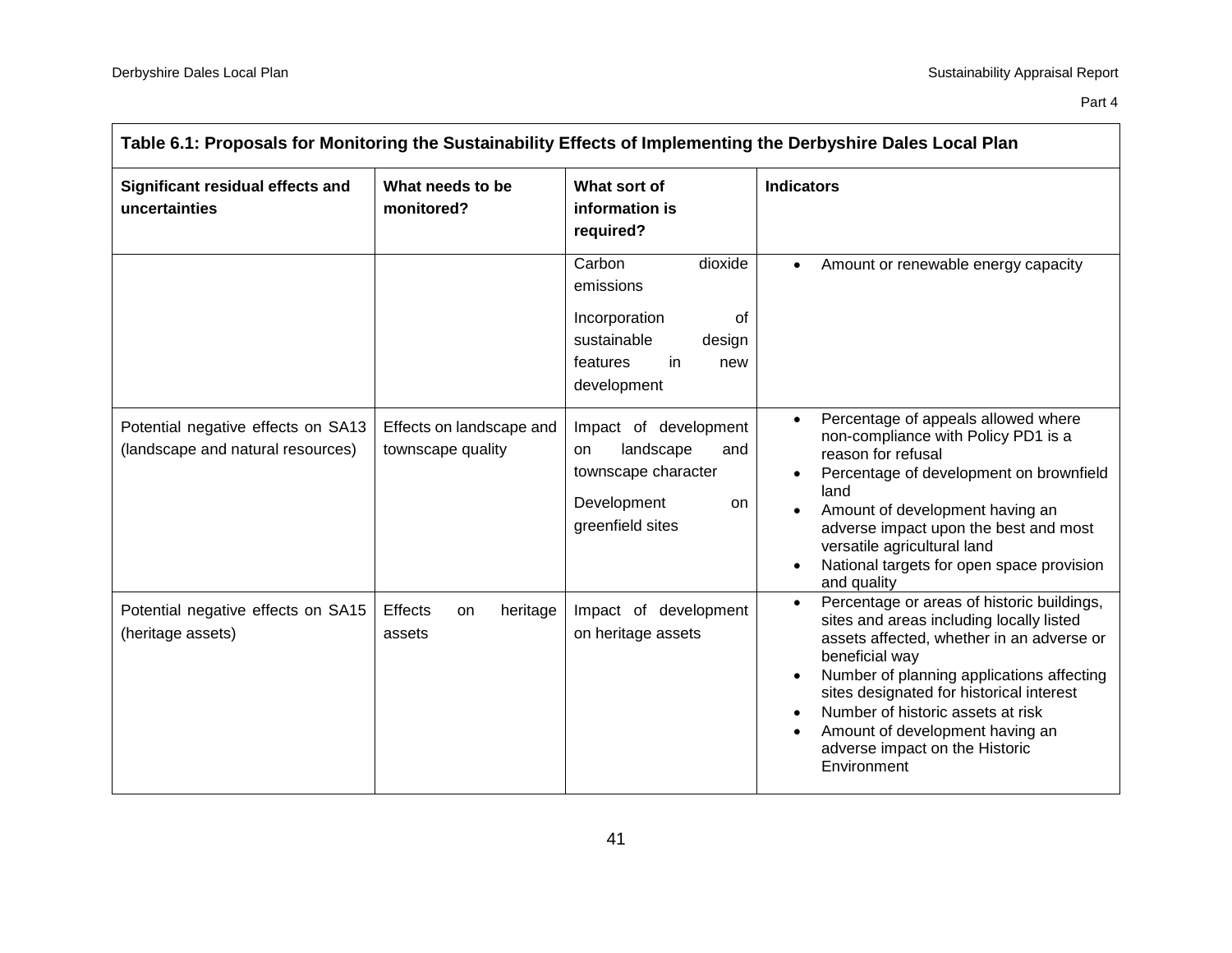**Table 6.1: Proposals for Monitoring the Sustainability Effects of Implementing the Derbyshire Dales Local Plan**

| Significant residual effects and uncertainties | What needs to be monitored? | What sort of information is required? | Indicators |
|---|---|---|---|
| | | Carbon dioxide emissions<br><br>Incorporation of sustainable design features in new development | • Amount or renewable energy capacity |
| Potential negative effects on SA13 (landscape and natural resources) | Effects on landscape and townscape quality | Impact of development on landscape and townscape character<br><br>Development on greenfield sites | • Percentage of appeals allowed where non-compliance with Policy PD1 is a reason for refusal<br>• Percentage of development on brownfield land<br>• Amount of development having an adverse impact upon the best and most versatile agricultural land<br>• National targets for open space provision and quality |
| Potential negative effects on SA15 (heritage assets) | Effects on heritage assets | Impact of development on heritage assets | • Percentage or areas of historic buildings, sites and areas including locally listed assets affected, whether in an adverse or beneficial way<br>• Number of planning applications affecting sites designated for historical interest<br>• Number of historic assets at risk<br>• Amount of development having an adverse impact on the Historic Environment |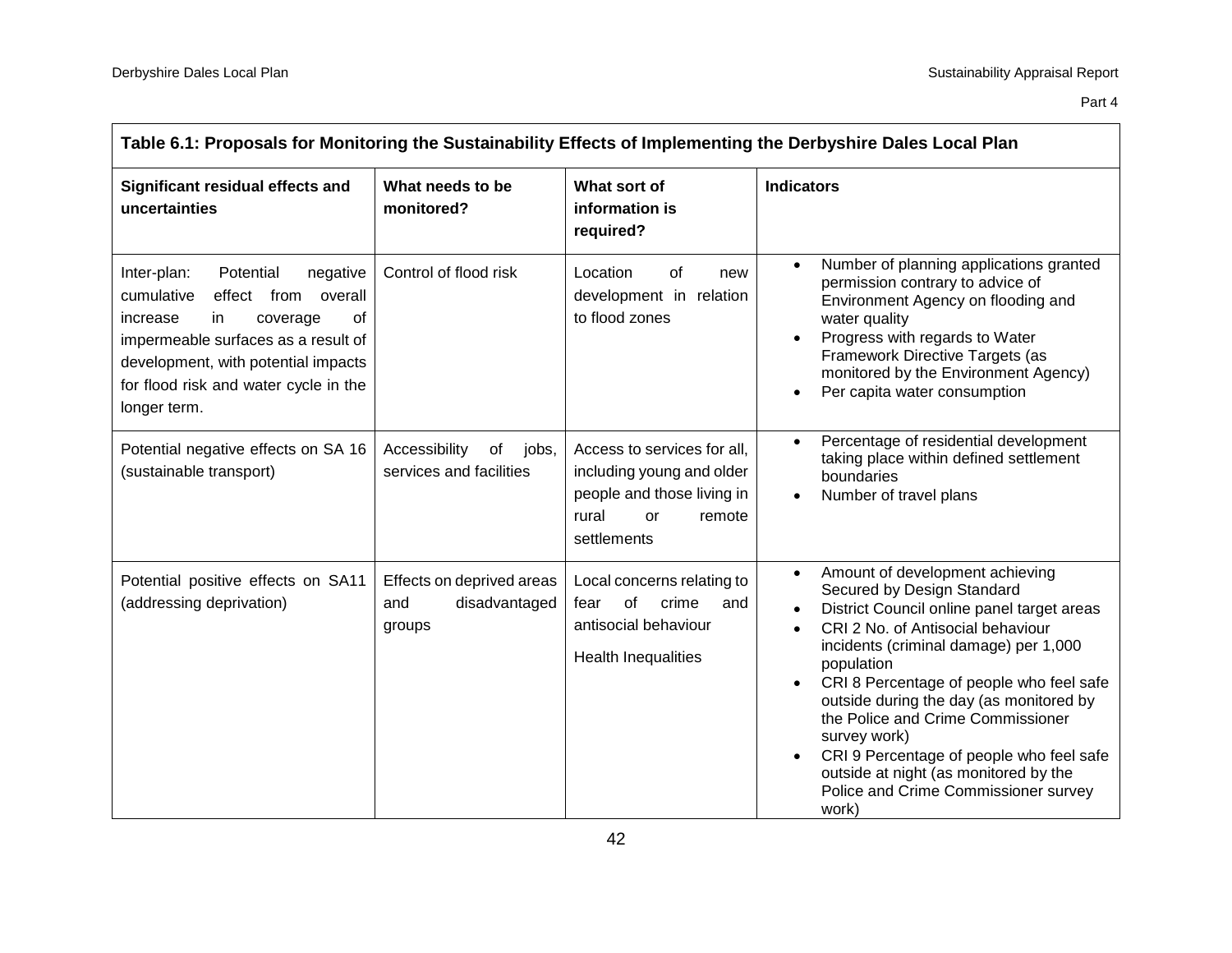| Table 6.1: Proposals for Monitoring the Sustainability Effects of Implementing the Derbyshire Dales Local Plan | | | |
|---|---|---|---|
| **Significant residual effects and uncertainties** | **What needs to be monitored?** | **What sort of information is required?** | **Indicators** |
| Inter-plan: Potential negative cumulative effect from overall increase in coverage of impermeable surfaces as a result of development, with potential impacts for flood risk and water cycle in the longer term. | Control of flood risk | Location of new development in relation to flood zones | • Number of planning applications granted permission contrary to advice of Environment Agency on flooding and water quality<br>• Progress with regards to Water Framework Directive Targets (as monitored by the Environment Agency)<br>• Per capita water consumption |
| Potential negative effects on SA 16 (sustainable transport) | Accessibility of jobs, services and facilities | Access to services for all, including young and older people and those living in rural or remote settlements | • Percentage of residential development taking place within defined settlement boundaries<br>• Number of travel plans |
| Potential positive effects on SA11 (addressing deprivation) | Effects on deprived areas and disadvantaged groups | Local concerns relating to fear of crime and antisocial behaviour<br><br>Health Inequalities | • Amount of development achieving Secured by Design Standard<br>• District Council online panel target areas<br>• CRI 2 No. of Antisocial behaviour incidents (criminal damage) per 1,000 population<br>• CRI 8 Percentage of people who feel safe outside during the day (as monitored by the Police and Crime Commissioner survey work)<br>• CRI 9 Percentage of people who feel safe outside at night (as monitored by the Police and Crime Commissioner survey work) |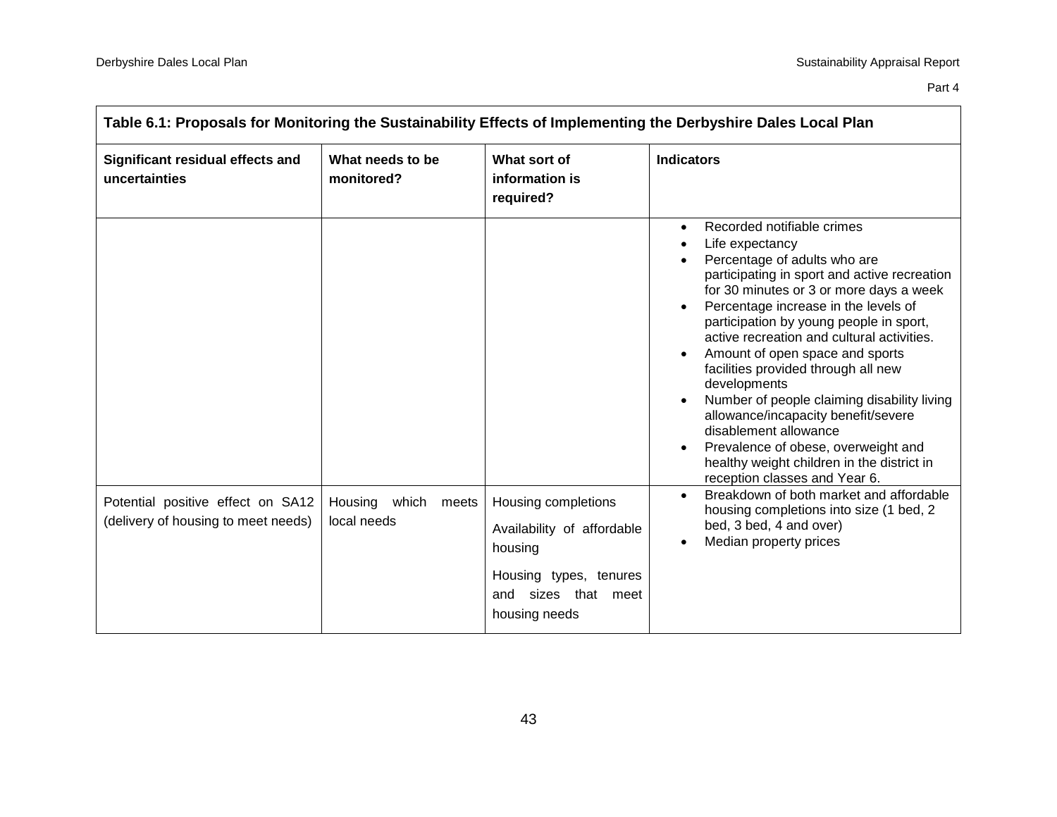**Table 6.1: Proposals for Monitoring the Sustainability Effects of Implementing the Derbyshire Dales Local Plan**

| Significant residual effects and uncertainties | What needs to be monitored? | What sort of information is required? | Indicators |
|---|---|---|---|
| | | | • Recorded notifiable crimes<br>• Life expectancy<br>• Percentage of adults who are participating in sport and active recreation for 30 minutes or 3 or more days a week<br>• Percentage increase in the levels of participation by young people in sport, active recreation and cultural activities.<br>• Amount of open space and sports facilities provided through all new developments<br>• Number of people claiming disability living allowance/incapacity benefit/severe disablement allowance<br>• Prevalence of obese, overweight and healthy weight children in the district in reception classes and Year 6. |
| Potential positive effect on SA12 (delivery of housing to meet needs) | Housing which meets local needs | Housing completions<br><br>Availability of affordable housing<br><br>Housing types, tenures and sizes that meet housing needs | • Breakdown of both market and affordable housing completions into size (1 bed, 2 bed, 3 bed, 4 and over)<br>• Median property prices |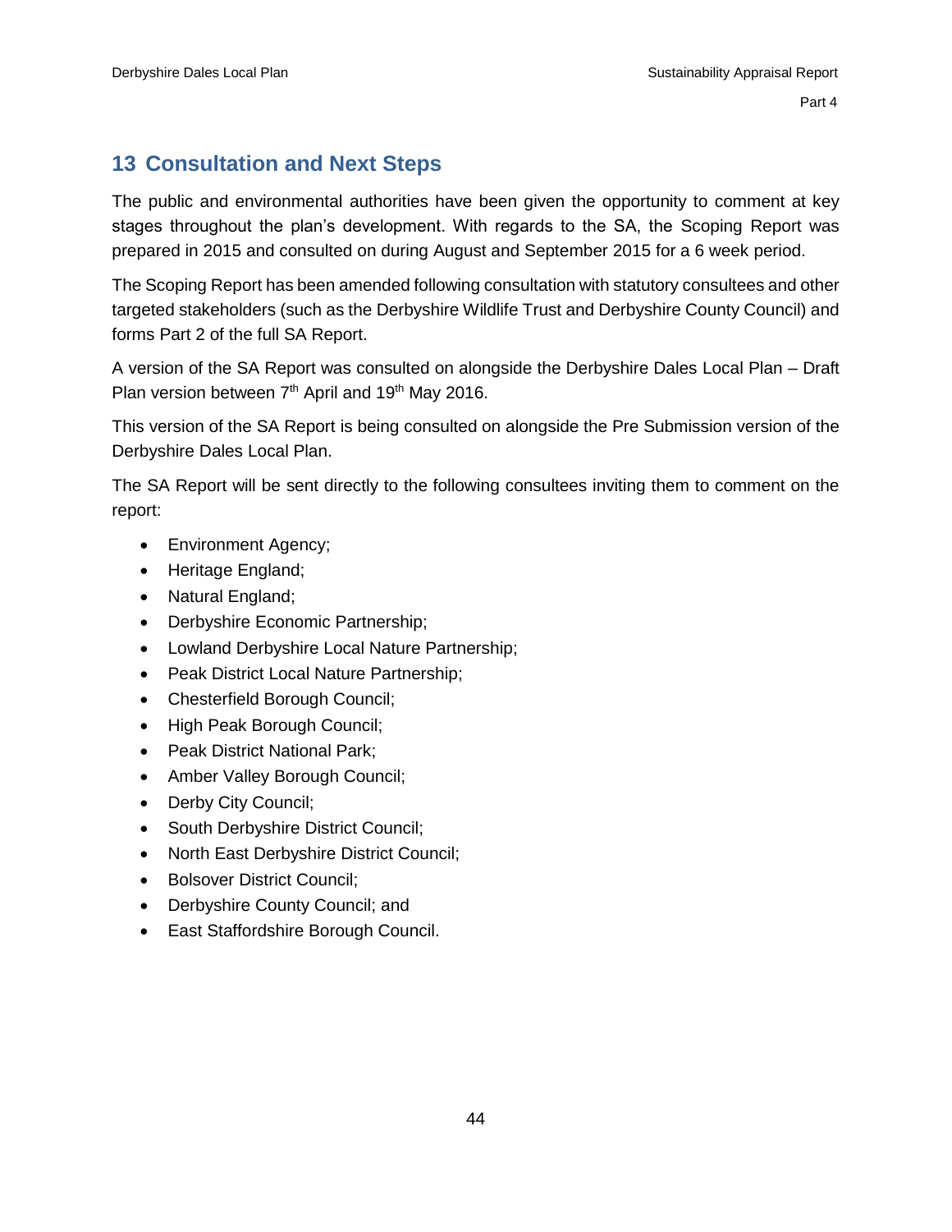## 13 Consultation and Next Steps

The public and environmental authorities have been given the opportunity to comment at key stages throughout the plan's development. With regards to the SA, the Scoping Report was prepared in 2015 and consulted on during August and September 2015 for a 6 week period.

The Scoping Report has been amended following consultation with statutory consultees and other targeted stakeholders (such as the Derbyshire Wildlife Trust and Derbyshire County Council) and forms Part 2 of the full SA Report.

A version of the SA Report was consulted on alongside the Derbyshire Dales Local Plan – Draft Plan version between 7th April and 19th May 2016.

This version of the SA Report is being consulted on alongside the Pre Submission version of the Derbyshire Dales Local Plan.

The SA Report will be sent directly to the following consultees inviting them to comment on the report:

- Environment Agency;
- Heritage England;
- Natural England;
- Derbyshire Economic Partnership;
- Lowland Derbyshire Local Nature Partnership;
- Peak District Local Nature Partnership;
- Chesterfield Borough Council;
- High Peak Borough Council;
- Peak District National Park;
- Amber Valley Borough Council;
- Derby City Council;
- South Derbyshire District Council;
- North East Derbyshire District Council;
- Bolsover District Council;
- Derbyshire County Council; and
- East Staffordshire Borough Council.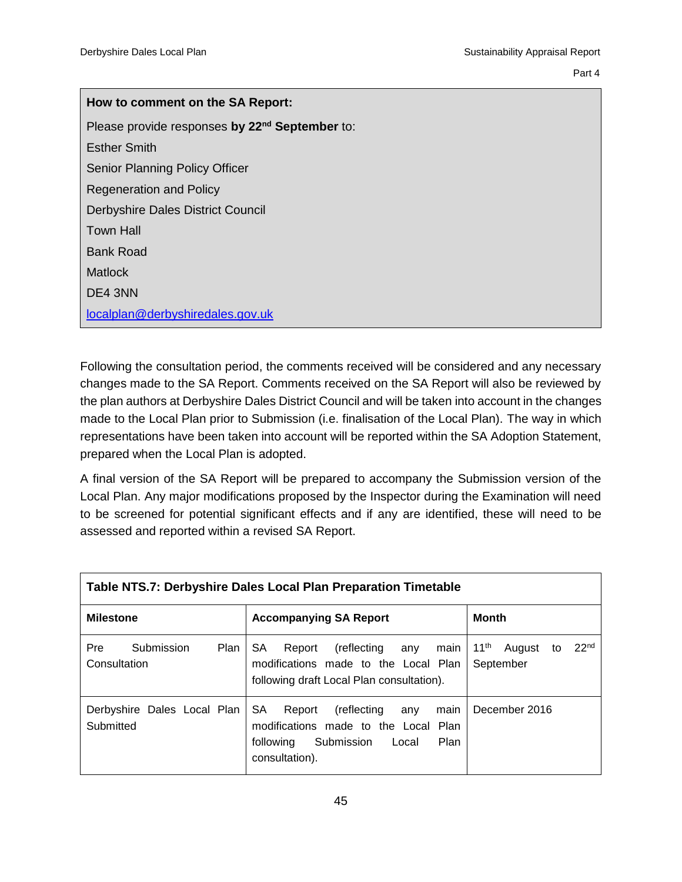**How to comment on the SA Report:**

Please provide responses **by 22nd September** to:

Esther Smith

Senior Planning Policy Officer

Regeneration and Policy

Derbyshire Dales District Council

Town Hall

Bank Road

Matlock

DE4 3NN

localplan@derbyshiredales.gov.uk

Following the consultation period, the comments received will be considered and any necessary changes made to the SA Report. Comments received on the SA Report will also be reviewed by the plan authors at Derbyshire Dales District Council and will be taken into account in the changes made to the Local Plan prior to Submission (i.e. finalisation of the Local Plan). The way in which representations have been taken into account will be reported within the SA Adoption Statement, prepared when the Local Plan is adopted.

A final version of the SA Report will be prepared to accompany the Submission version of the Local Plan. Any major modifications proposed by the Inspector during the Examination will need to be screened for potential significant effects and if any are identified, these will need to be assessed and reported within a revised SA Report.

**Table NTS.7: Derbyshire Dales Local Plan Preparation Timetable**

| Milestone | Accompanying SA Report | Month |
| --- | --- | --- |
| Pre Submission Plan Consultation | SA Report (reflecting any main modifications made to the Local Plan following draft Local Plan consultation). | 11th August to 22nd September |
| Derbyshire Dales Local Plan Submitted | SA Report (reflecting any main modifications made to the Local Plan following Submission Local Plan consultation). | December 2016 |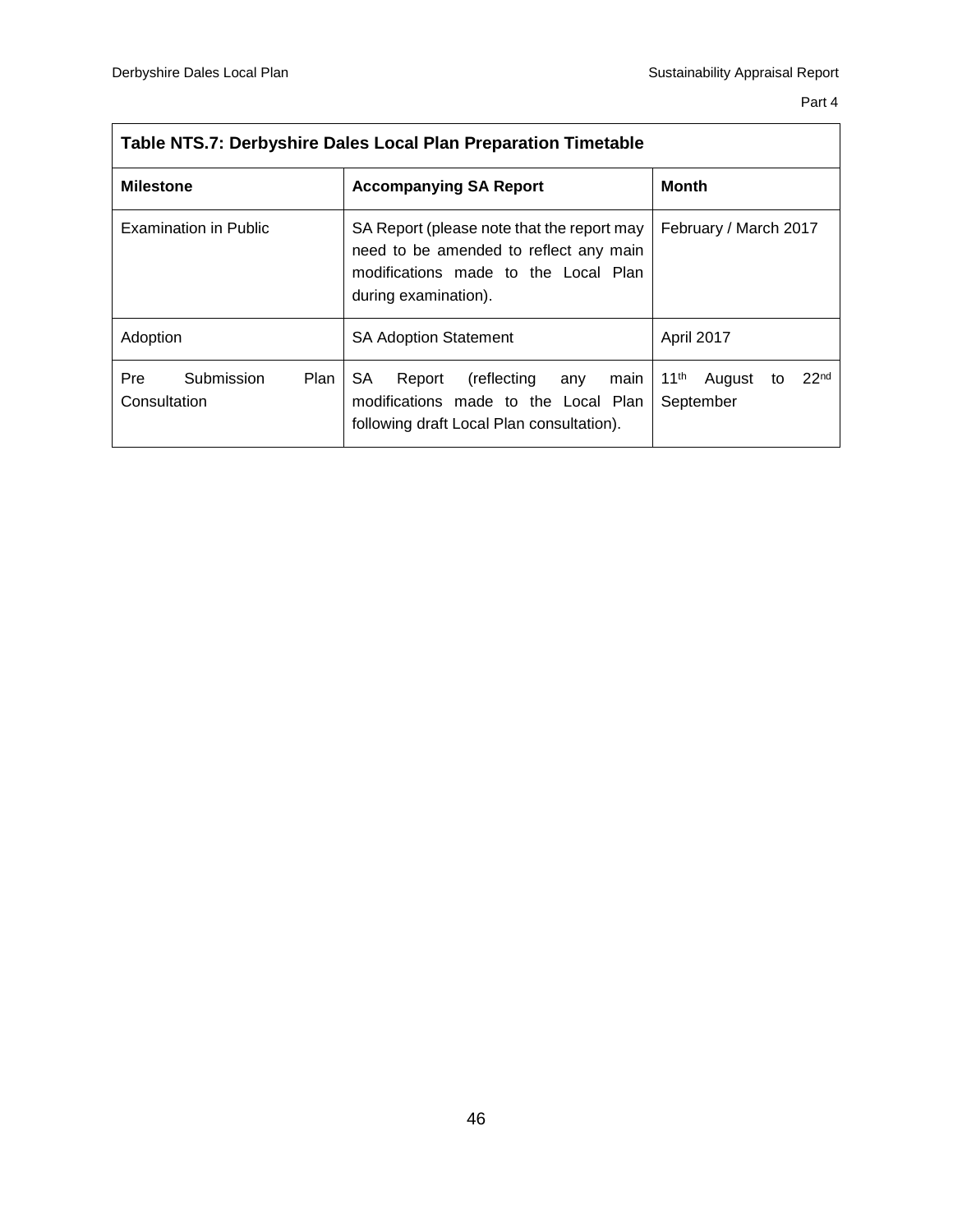| Table NTS.7: Derbyshire Dales Local Plan Preparation Timetable | | |
|---|---|---|
| **Milestone** | **Accompanying SA Report** | **Month** |
| Examination in Public | SA Report (please note that the report may need to be amended to reflect any main modifications made to the Local Plan during examination). | February / March 2017 |
| Adoption | SA Adoption Statement | April 2017 |
| Pre Submission Plan Consultation | SA Report (reflecting any main modifications made to the Local Plan following draft Local Plan consultation). | 11th August to 22nd September |